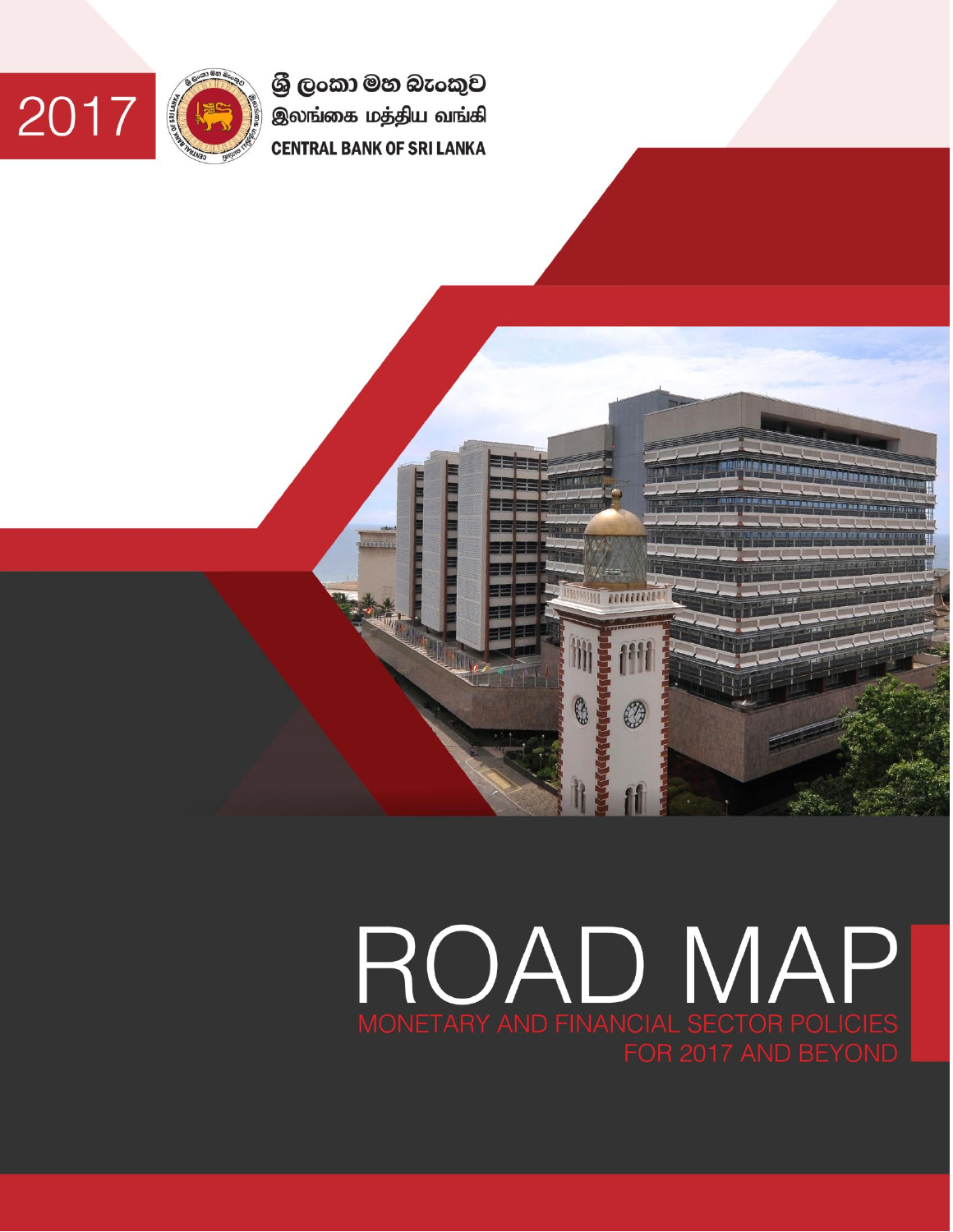2017

ශ්‍රී ලංකා මහ බැංකුව
இலங்கை மத்திய வங்கி
CENTRAL BANK OF SRI LANKA

# ROAD MAP

## MONETARY AND FINANCIAL SECTOR POLICIES FOR 2017 AND BEYOND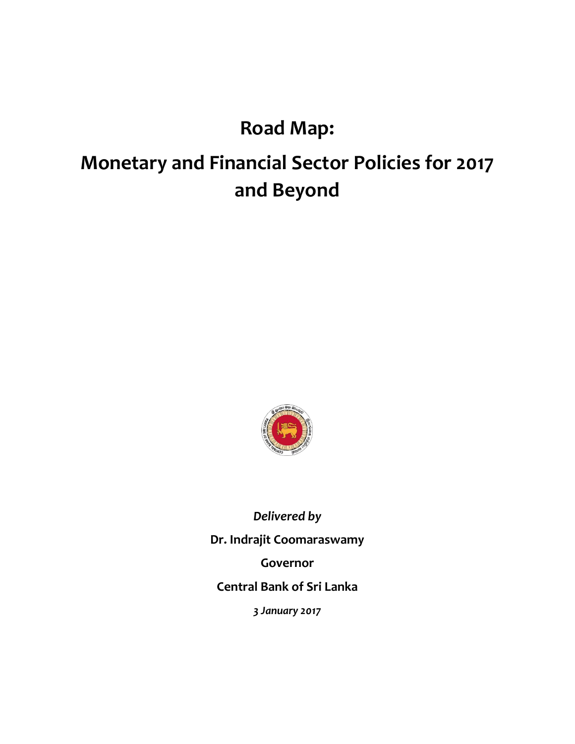# Road Map:

# Monetary and Financial Sector Policies for 2017 and Beyond

*Delivered by*

**Dr. Indrajit Coomaraswamy**

**Governor**

**Central Bank of Sri Lanka**

*3 January 2017*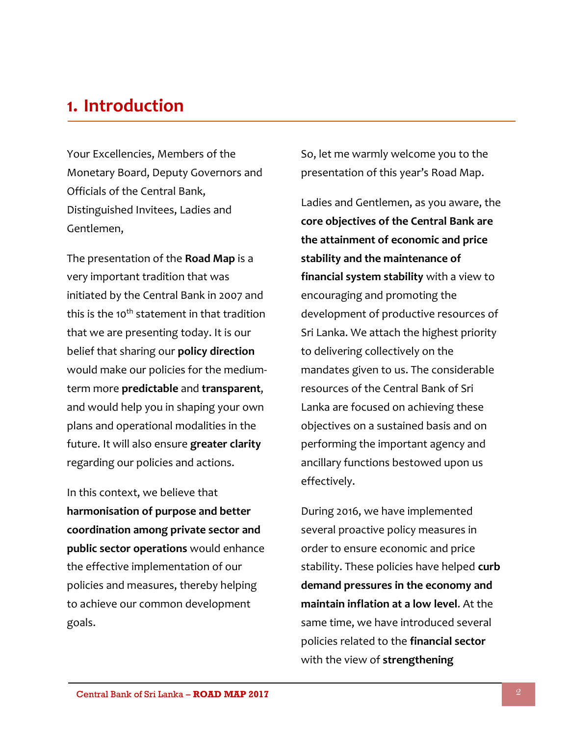# 1. Introduction

Your Excellencies, Members of the Monetary Board, Deputy Governors and Officials of the Central Bank, Distinguished Invitees, Ladies and Gentlemen,

The presentation of the **Road Map** is a very important tradition that was initiated by the Central Bank in 2007 and this is the 10th statement in that tradition that we are presenting today. It is our belief that sharing our **policy direction** would make our policies for the medium-term more **predictable** and **transparent**, and would help you in shaping your own plans and operational modalities in the future. It will also ensure **greater clarity** regarding our policies and actions.

In this context, we believe that **harmonisation of purpose and better coordination among private sector and public sector operations** would enhance the effective implementation of our policies and measures, thereby helping to achieve our common development goals.

So, let me warmly welcome you to the presentation of this year's Road Map.

Ladies and Gentlemen, as you aware, the **core objectives of the Central Bank are the attainment of economic and price stability and the maintenance of financial system stability** with a view to encouraging and promoting the development of productive resources of Sri Lanka. We attach the highest priority to delivering collectively on the mandates given to us. The considerable resources of the Central Bank of Sri Lanka are focused on achieving these objectives on a sustained basis and on performing the important agency and ancillary functions bestowed upon us effectively.

During 2016, we have implemented several proactive policy measures in order to ensure economic and price stability. These policies have helped **curb demand pressures in the economy and maintain inflation at a low level**. At the same time, we have introduced several policies related to the **financial sector** with the view of **strengthening**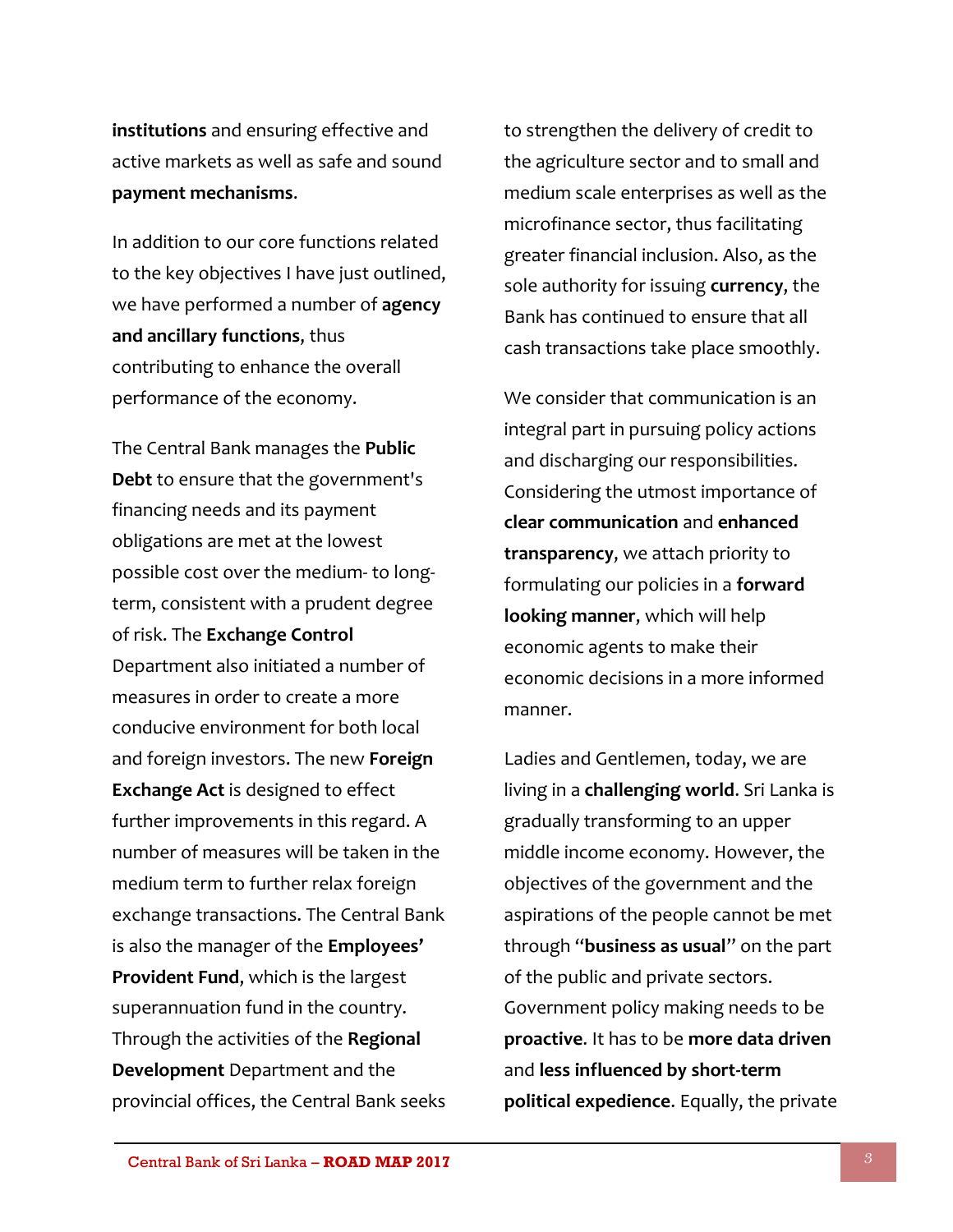**institutions** and ensuring effective and active markets as well as safe and sound **payment mechanisms**.

In addition to our core functions related to the key objectives I have just outlined, we have performed a number of **agency and ancillary functions**, thus contributing to enhance the overall performance of the economy.

The Central Bank manages the **Public Debt** to ensure that the government's financing needs and its payment obligations are met at the lowest possible cost over the medium- to long-term, consistent with a prudent degree of risk. The **Exchange Control** Department also initiated a number of measures in order to create a more conducive environment for both local and foreign investors. The new **Foreign Exchange Act** is designed to effect further improvements in this regard. A number of measures will be taken in the medium term to further relax foreign exchange transactions. The Central Bank is also the manager of the **Employees' Provident Fund**, which is the largest superannuation fund in the country. Through the activities of the **Regional Development** Department and the provincial offices, the Central Bank seeks to strengthen the delivery of credit to the agriculture sector and to small and medium scale enterprises as well as the microfinance sector, thus facilitating greater financial inclusion. Also, as the sole authority for issuing **currency**, the Bank has continued to ensure that all cash transactions take place smoothly.

We consider that communication is an integral part in pursuing policy actions and discharging our responsibilities. Considering the utmost importance of **clear communication** and **enhanced transparency**, we attach priority to formulating our policies in a **forward looking manner**, which will help economic agents to make their economic decisions in a more informed manner.

Ladies and Gentlemen, today, we are living in a **challenging world**. Sri Lanka is gradually transforming to an upper middle income economy. However, the objectives of the government and the aspirations of the people cannot be met through "**business as usual**" on the part of the public and private sectors. Government policy making needs to be **proactive**. It has to be **more data driven** and **less influenced by short-term political expedience**. Equally, the private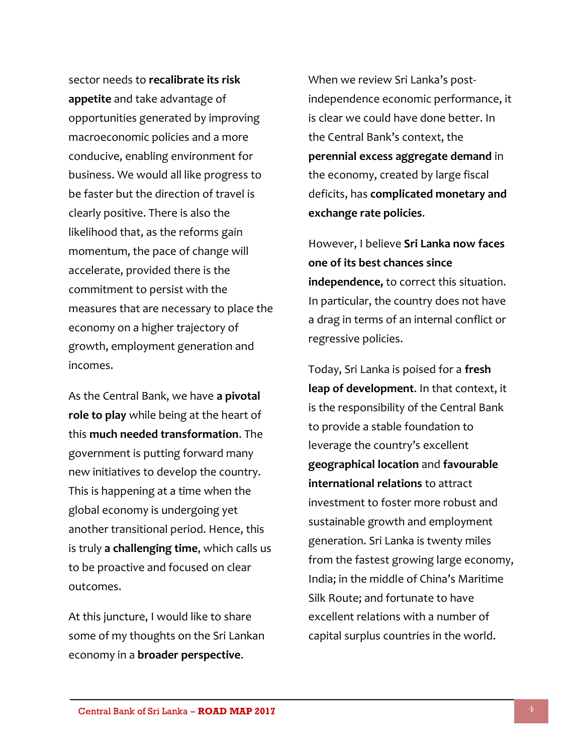sector needs to **recalibrate its risk appetite** and take advantage of opportunities generated by improving macroeconomic policies and a more conducive, enabling environment for business. We would all like progress to be faster but the direction of travel is clearly positive. There is also the likelihood that, as the reforms gain momentum, the pace of change will accelerate, provided there is the commitment to persist with the measures that are necessary to place the economy on a higher trajectory of growth, employment generation and incomes.

As the Central Bank, we have **a pivotal role to play** while being at the heart of this **much needed transformation**. The government is putting forward many new initiatives to develop the country. This is happening at a time when the global economy is undergoing yet another transitional period. Hence, this is truly **a challenging time**, which calls us to be proactive and focused on clear outcomes.

At this juncture, I would like to share some of my thoughts on the Sri Lankan economy in a **broader perspective**.

When we review Sri Lanka's post-independence economic performance, it is clear we could have done better. In the Central Bank's context, the **perennial excess aggregate demand** in the economy, created by large fiscal deficits, has **complicated monetary and exchange rate policies**.

However, I believe **Sri Lanka now faces one of its best chances since independence,** to correct this situation. In particular, the country does not have a drag in terms of an internal conflict or regressive policies.

Today, Sri Lanka is poised for a **fresh leap of development**. In that context, it is the responsibility of the Central Bank to provide a stable foundation to leverage the country's excellent **geographical location** and **favourable international relations** to attract investment to foster more robust and sustainable growth and employment generation. Sri Lanka is twenty miles from the fastest growing large economy, India; in the middle of China's Maritime Silk Route; and fortunate to have excellent relations with a number of capital surplus countries in the world.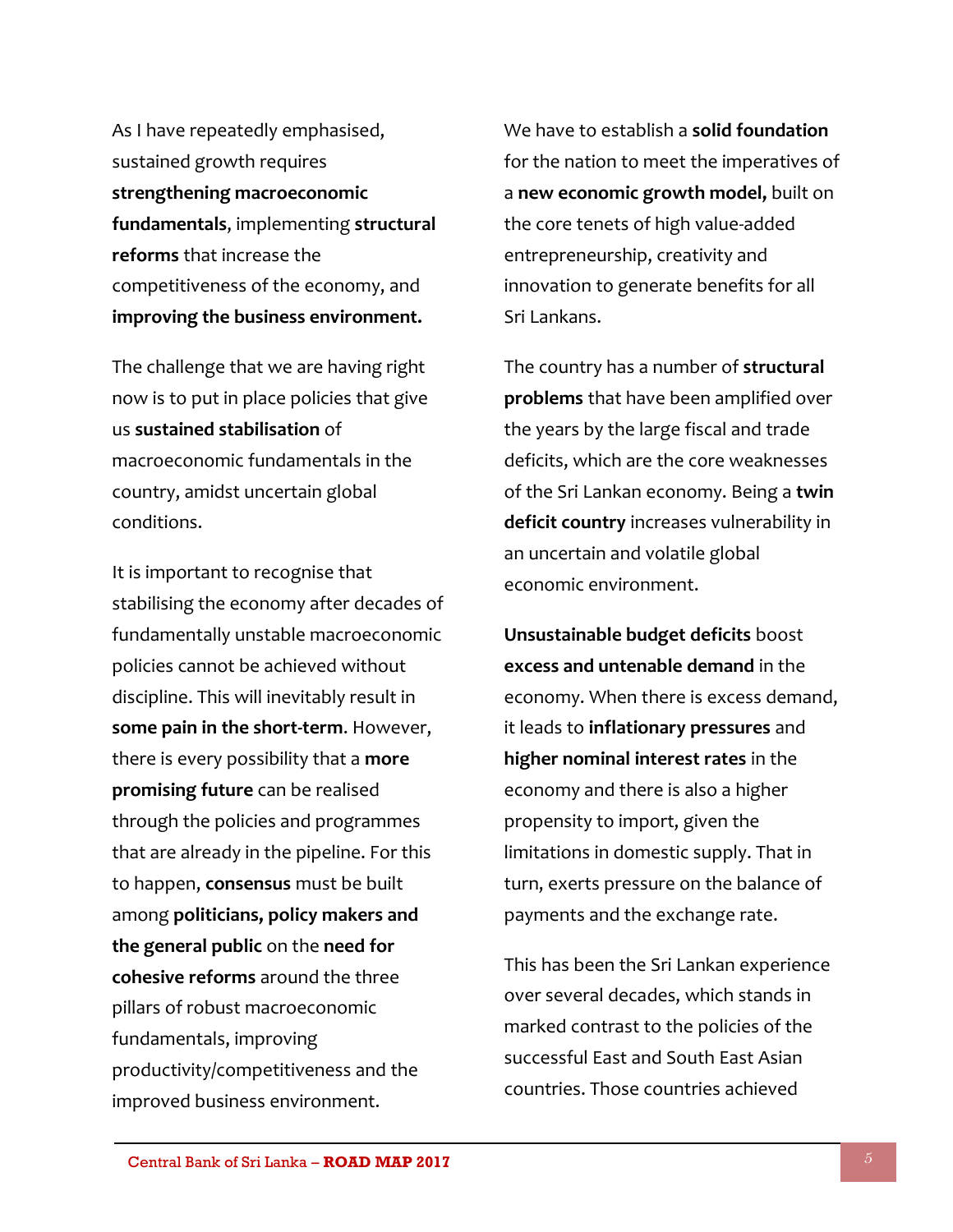As I have repeatedly emphasised, sustained growth requires **strengthening macroeconomic fundamentals**, implementing **structural reforms** that increase the competitiveness of the economy, and **improving the business environment.**

The challenge that we are having right now is to put in place policies that give us **sustained stabilisation** of macroeconomic fundamentals in the country, amidst uncertain global conditions.

It is important to recognise that stabilising the economy after decades of fundamentally unstable macroeconomic policies cannot be achieved without discipline. This will inevitably result in **some pain in the short-term**. However, there is every possibility that a **more promising future** can be realised through the policies and programmes that are already in the pipeline. For this to happen, **consensus** must be built among **politicians, policy makers and the general public** on the **need for cohesive reforms** around the three pillars of robust macroeconomic fundamentals, improving productivity/competitiveness and the improved business environment.

We have to establish a **solid foundation** for the nation to meet the imperatives of a **new economic growth model,** built on the core tenets of high value-added entrepreneurship, creativity and innovation to generate benefits for all Sri Lankans.

The country has a number of **structural problems** that have been amplified over the years by the large fiscal and trade deficits, which are the core weaknesses of the Sri Lankan economy. Being a **twin deficit country** increases vulnerability in an uncertain and volatile global economic environment.

**Unsustainable budget deficits** boost **excess and untenable demand** in the economy. When there is excess demand, it leads to **inflationary pressures** and **higher nominal interest rates** in the economy and there is also a higher propensity to import, given the limitations in domestic supply. That in turn, exerts pressure on the balance of payments and the exchange rate.

This has been the Sri Lankan experience over several decades, which stands in marked contrast to the policies of the successful East and South East Asian countries. Those countries achieved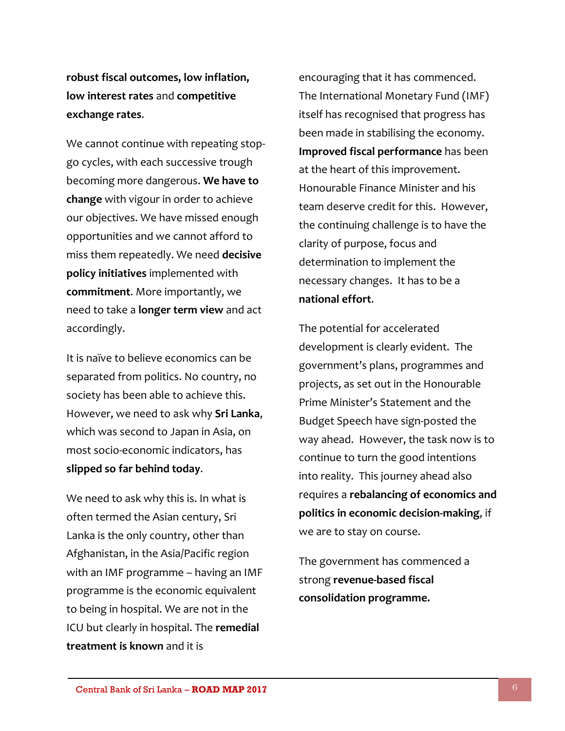**robust fiscal outcomes, low inflation, low interest rates** and **competitive exchange rates**.

We cannot continue with repeating stop-go cycles, with each successive trough becoming more dangerous. **We have to change** with vigour in order to achieve our objectives. We have missed enough opportunities and we cannot afford to miss them repeatedly. We need **decisive policy initiatives** implemented with **commitment**. More importantly, we need to take a **longer term view** and act accordingly.

It is naïve to believe economics can be separated from politics. No country, no society has been able to achieve this. However, we need to ask why **Sri Lanka**, which was second to Japan in Asia, on most socio-economic indicators, has **slipped so far behind today**.

We need to ask why this is. In what is often termed the Asian century, Sri Lanka is the only country, other than Afghanistan, in the Asia/Pacific region with an IMF programme – having an IMF programme is the economic equivalent to being in hospital. We are not in the ICU but clearly in hospital. The **remedial treatment is known** and it is encouraging that it has commenced. The International Monetary Fund (IMF) itself has recognised that progress has been made in stabilising the economy. **Improved fiscal performance** has been at the heart of this improvement. Honourable Finance Minister and his team deserve credit for this. However, the continuing challenge is to have the clarity of purpose, focus and determination to implement the necessary changes. It has to be a **national effort**.

The potential for accelerated development is clearly evident. The government's plans, programmes and projects, as set out in the Honourable Prime Minister's Statement and the Budget Speech have sign-posted the way ahead. However, the task now is to continue to turn the good intentions into reality. This journey ahead also requires a **rebalancing of economics and politics in economic decision-making**, if we are to stay on course.

The government has commenced a strong **revenue-based fiscal consolidation programme.**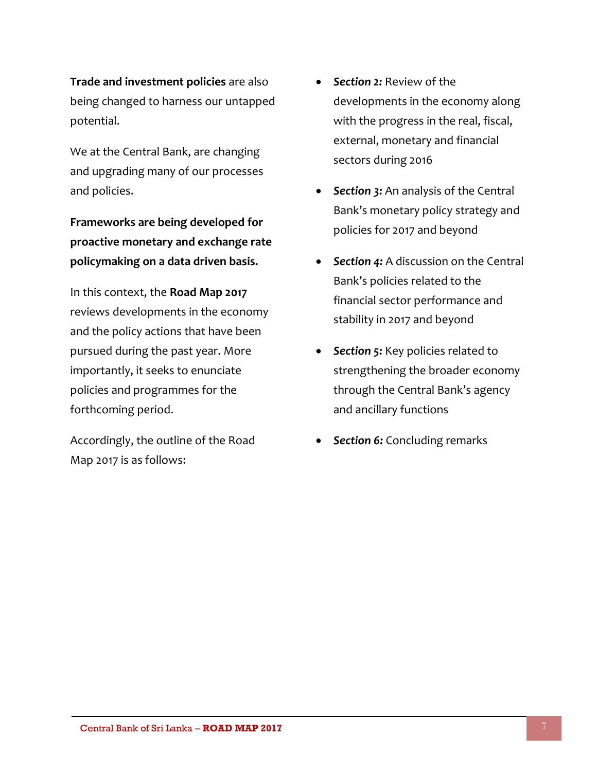**Trade and investment policies** are also being changed to harness our untapped potential.

We at the Central Bank, are changing and upgrading many of our processes and policies.

**Frameworks are being developed for proactive monetary and exchange rate policymaking on a data driven basis.**

In this context, the **Road Map 2017** reviews developments in the economy and the policy actions that have been pursued during the past year. More importantly, it seeks to enunciate policies and programmes for the forthcoming period.

Accordingly, the outline of the Road Map 2017 is as follows:

- ***Section 2:*** Review of the developments in the economy along with the progress in the real, fiscal, external, monetary and financial sectors during 2016
- ***Section 3:*** An analysis of the Central Bank's monetary policy strategy and policies for 2017 and beyond
- ***Section 4:*** A discussion on the Central Bank's policies related to the financial sector performance and stability in 2017 and beyond
- ***Section 5:*** Key policies related to strengthening the broader economy through the Central Bank's agency and ancillary functions
- ***Section 6:*** Concluding remarks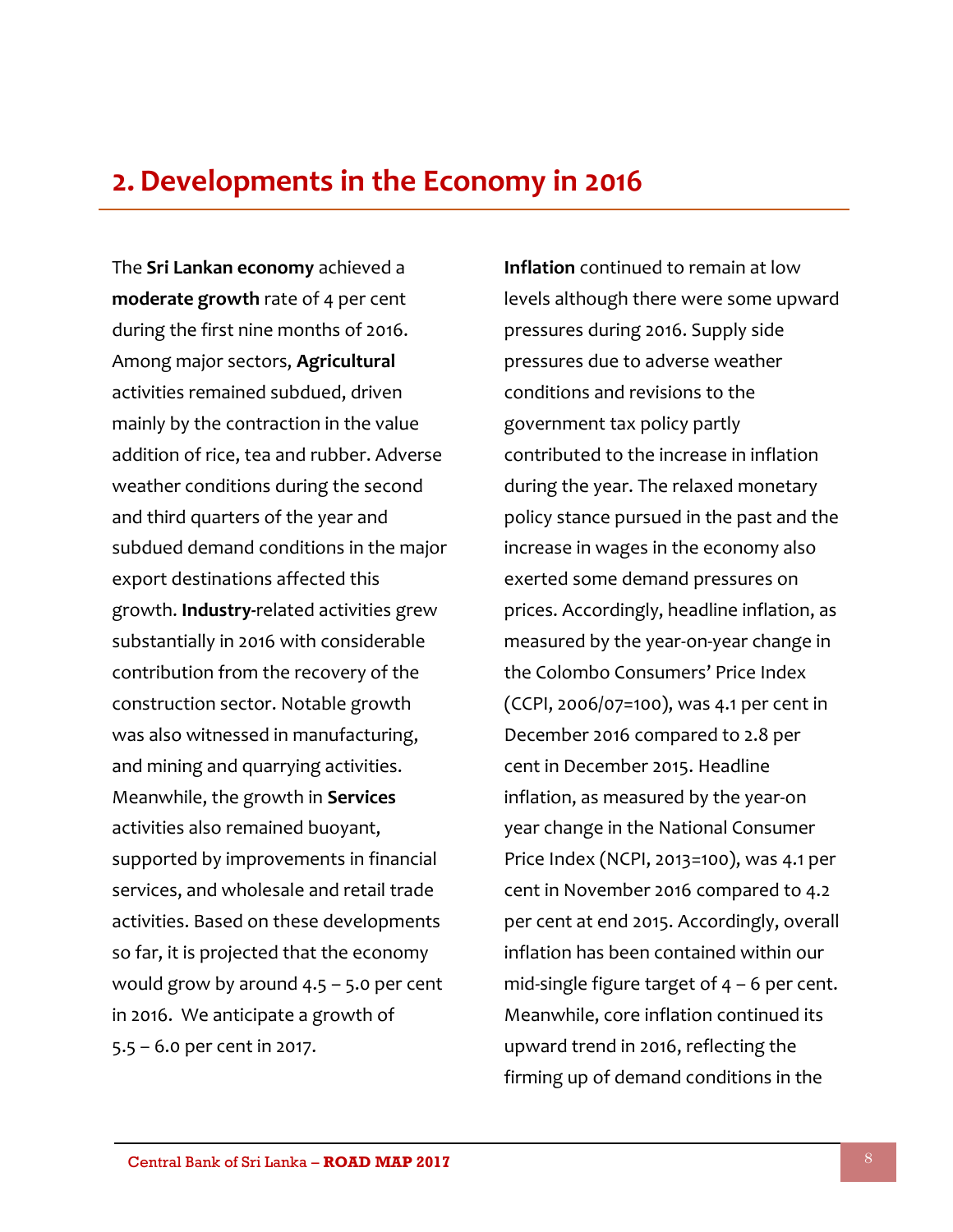## 2. Developments in the Economy in 2016

The **Sri Lankan economy** achieved a **moderate growth** rate of 4 per cent during the first nine months of 2016. Among major sectors, **Agricultural** activities remained subdued, driven mainly by the contraction in the value addition of rice, tea and rubber. Adverse weather conditions during the second and third quarters of the year and subdued demand conditions in the major export destinations affected this growth. **Industry**-related activities grew substantially in 2016 with considerable contribution from the recovery of the construction sector. Notable growth was also witnessed in manufacturing, and mining and quarrying activities. Meanwhile, the growth in **Services** activities also remained buoyant, supported by improvements in financial services, and wholesale and retail trade activities. Based on these developments so far, it is projected that the economy would grow by around 4.5 – 5.0 per cent in 2016. We anticipate a growth of 5.5 – 6.0 per cent in 2017.

**Inflation** continued to remain at low levels although there were some upward pressures during 2016. Supply side pressures due to adverse weather conditions and revisions to the government tax policy partly contributed to the increase in inflation during the year. The relaxed monetary policy stance pursued in the past and the increase in wages in the economy also exerted some demand pressures on prices. Accordingly, headline inflation, as measured by the year-on-year change in the Colombo Consumers' Price Index (CCPI, 2006/07=100), was 4.1 per cent in December 2016 compared to 2.8 per cent in December 2015. Headline inflation, as measured by the year-on year change in the National Consumer Price Index (NCPI, 2013=100), was 4.1 per cent in November 2016 compared to 4.2 per cent at end 2015. Accordingly, overall inflation has been contained within our mid-single figure target of 4 – 6 per cent. Meanwhile, core inflation continued its upward trend in 2016, reflecting the firming up of demand conditions in the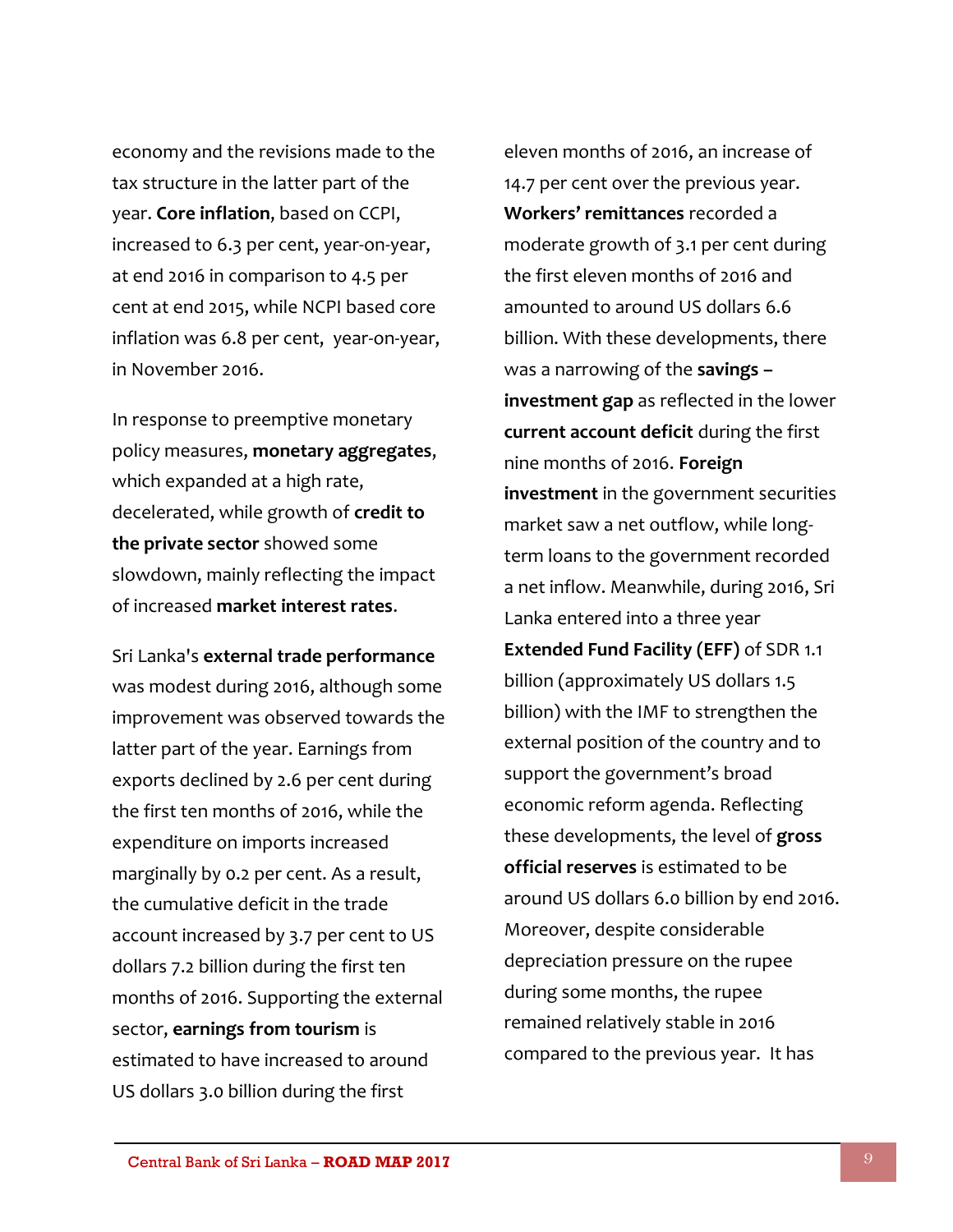economy and the revisions made to the tax structure in the latter part of the year. **Core inflation**, based on CCPI, increased to 6.3 per cent, year-on-year, at end 2016 in comparison to 4.5 per cent at end 2015, while NCPI based core inflation was 6.8 per cent, year-on-year, in November 2016.

In response to preemptive monetary policy measures, **monetary aggregates**, which expanded at a high rate, decelerated, while growth of **credit to the private sector** showed some slowdown, mainly reflecting the impact of increased **market interest rates**.

Sri Lanka's **external trade performance** was modest during 2016, although some improvement was observed towards the latter part of the year. Earnings from exports declined by 2.6 per cent during the first ten months of 2016, while the expenditure on imports increased marginally by 0.2 per cent. As a result, the cumulative deficit in the trade account increased by 3.7 per cent to US dollars 7.2 billion during the first ten months of 2016. Supporting the external sector, **earnings from tourism** is estimated to have increased to around US dollars 3.0 billion during the first eleven months of 2016, an increase of 14.7 per cent over the previous year. **Workers' remittances** recorded a moderate growth of 3.1 per cent during the first eleven months of 2016 and amounted to around US dollars 6.6 billion. With these developments, there was a narrowing of the **savings – investment gap** as reflected in the lower **current account deficit** during the first nine months of 2016. **Foreign investment** in the government securities market saw a net outflow, while long-term loans to the government recorded a net inflow. Meanwhile, during 2016, Sri Lanka entered into a three year **Extended Fund Facility (EFF)** of SDR 1.1 billion (approximately US dollars 1.5 billion) with the IMF to strengthen the external position of the country and to support the government's broad economic reform agenda. Reflecting these developments, the level of **gross official reserves** is estimated to be around US dollars 6.0 billion by end 2016. Moreover, despite considerable depreciation pressure on the rupee during some months, the rupee remained relatively stable in 2016 compared to the previous year. It has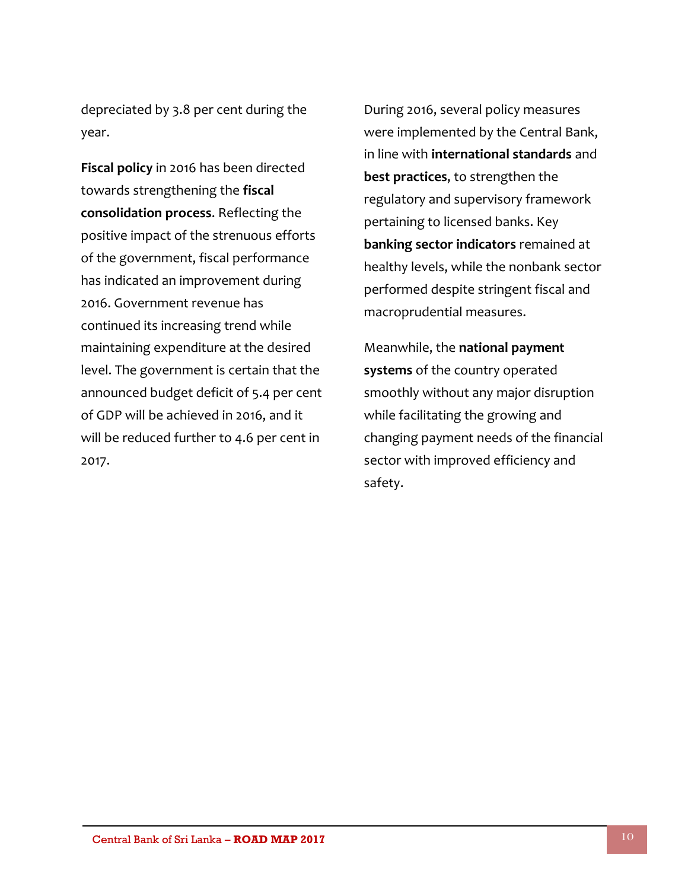depreciated by 3.8 per cent during the year.

**Fiscal policy** in 2016 has been directed towards strengthening the **fiscal consolidation process**. Reflecting the positive impact of the strenuous efforts of the government, fiscal performance has indicated an improvement during 2016. Government revenue has continued its increasing trend while maintaining expenditure at the desired level. The government is certain that the announced budget deficit of 5.4 per cent of GDP will be achieved in 2016, and it will be reduced further to 4.6 per cent in 2017.

During 2016, several policy measures were implemented by the Central Bank, in line with **international standards** and **best practices**, to strengthen the regulatory and supervisory framework pertaining to licensed banks. Key **banking sector indicators** remained at healthy levels, while the nonbank sector performed despite stringent fiscal and macroprudential measures.

Meanwhile, the **national payment systems** of the country operated smoothly without any major disruption while facilitating the growing and changing payment needs of the financial sector with improved efficiency and safety.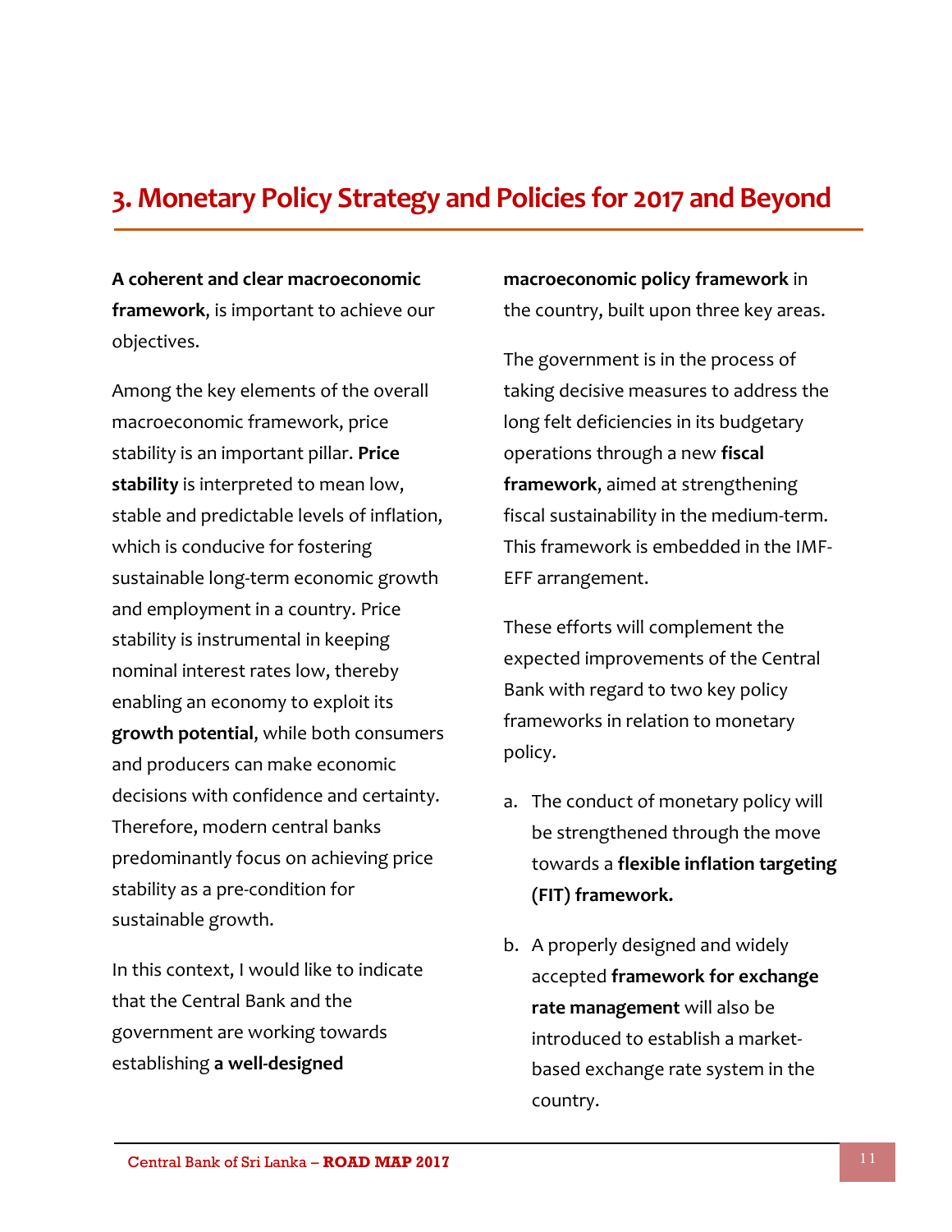# 3. Monetary Policy Strategy and Policies for 2017 and Beyond

**A coherent and clear macroeconomic framework**, is important to achieve our objectives.

Among the key elements of the overall macroeconomic framework, price stability is an important pillar. **Price stability** is interpreted to mean low, stable and predictable levels of inflation, which is conducive for fostering sustainable long-term economic growth and employment in a country. Price stability is instrumental in keeping nominal interest rates low, thereby enabling an economy to exploit its **growth potential**, while both consumers and producers can make economic decisions with confidence and certainty. Therefore, modern central banks predominantly focus on achieving price stability as a pre-condition for sustainable growth.

In this context, I would like to indicate that the Central Bank and the government are working towards establishing **a well-designed macroeconomic policy framework** in the country, built upon three key areas.

The government is in the process of taking decisive measures to address the long felt deficiencies in its budgetary operations through a new **fiscal framework**, aimed at strengthening fiscal sustainability in the medium-term. This framework is embedded in the IMF-EFF arrangement.

These efforts will complement the expected improvements of the Central Bank with regard to two key policy frameworks in relation to monetary policy.

a. The conduct of monetary policy will be strengthened through the move towards a **flexible inflation targeting (FIT) framework.**

b. A properly designed and widely accepted **framework for exchange rate management** will also be introduced to establish a market-based exchange rate system in the country.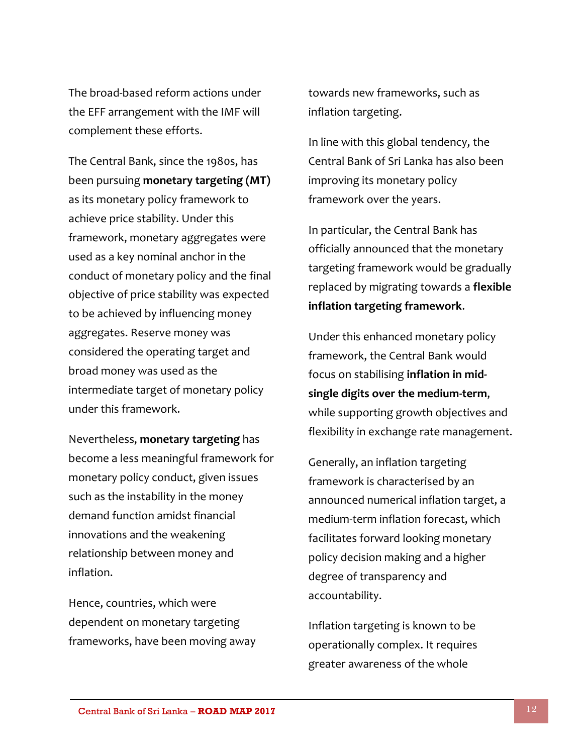The broad-based reform actions under the EFF arrangement with the IMF will complement these efforts.

The Central Bank, since the 1980s, has been pursuing **monetary targeting (MT)** as its monetary policy framework to achieve price stability. Under this framework, monetary aggregates were used as a key nominal anchor in the conduct of monetary policy and the final objective of price stability was expected to be achieved by influencing money aggregates. Reserve money was considered the operating target and broad money was used as the intermediate target of monetary policy under this framework.

Nevertheless, **monetary targeting** has become a less meaningful framework for monetary policy conduct, given issues such as the instability in the money demand function amidst financial innovations and the weakening relationship between money and inflation.

Hence, countries, which were dependent on monetary targeting frameworks, have been moving away towards new frameworks, such as inflation targeting.

In line with this global tendency, the Central Bank of Sri Lanka has also been improving its monetary policy framework over the years.

In particular, the Central Bank has officially announced that the monetary targeting framework would be gradually replaced by migrating towards a **flexible inflation targeting framework**.

Under this enhanced monetary policy framework, the Central Bank would focus on stabilising **inflation in mid-single digits over the medium-term**, while supporting growth objectives and flexibility in exchange rate management.

Generally, an inflation targeting framework is characterised by an announced numerical inflation target, a medium-term inflation forecast, which facilitates forward looking monetary policy decision making and a higher degree of transparency and accountability.

Inflation targeting is known to be operationally complex. It requires greater awareness of the whole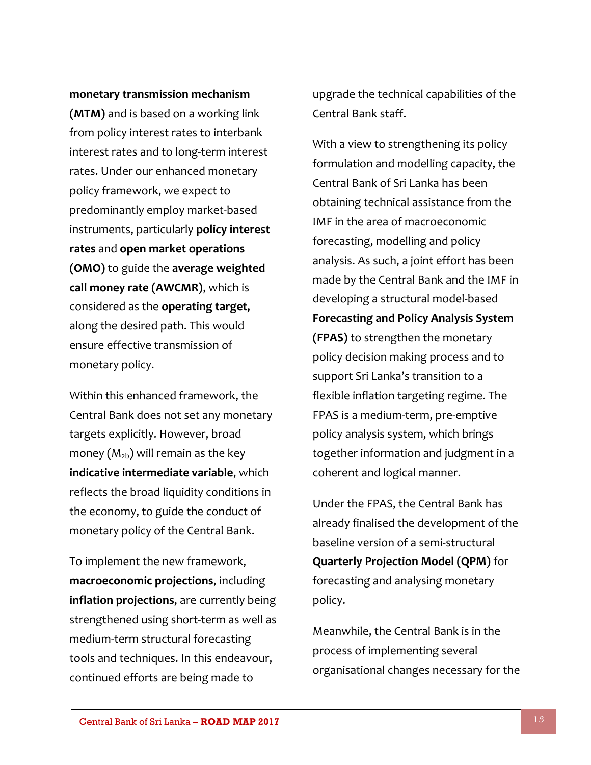**monetary transmission mechanism (MTM)** and is based on a working link from policy interest rates to interbank interest rates and to long-term interest rates. Under our enhanced monetary policy framework, we expect to predominantly employ market-based instruments, particularly **policy interest rates** and **open market operations (OMO)** to guide the **average weighted call money rate (AWCMR)**, which is considered as the **operating target,** along the desired path. This would ensure effective transmission of monetary policy.

Within this enhanced framework, the Central Bank does not set any monetary targets explicitly. However, broad money ($M_{2b}$) will remain as the key **indicative intermediate variable**, which reflects the broad liquidity conditions in the economy, to guide the conduct of monetary policy of the Central Bank.

To implement the new framework, **macroeconomic projections**, including **inflation projections**, are currently being strengthened using short-term as well as medium-term structural forecasting tools and techniques. In this endeavour, continued efforts are being made to upgrade the technical capabilities of the Central Bank staff.

With a view to strengthening its policy formulation and modelling capacity, the Central Bank of Sri Lanka has been obtaining technical assistance from the IMF in the area of macroeconomic forecasting, modelling and policy analysis. As such, a joint effort has been made by the Central Bank and the IMF in developing a structural model-based **Forecasting and Policy Analysis System (FPAS)** to strengthen the monetary policy decision making process and to support Sri Lanka's transition to a flexible inflation targeting regime. The FPAS is a medium-term, pre-emptive policy analysis system, which brings together information and judgment in a coherent and logical manner.

Under the FPAS, the Central Bank has already finalised the development of the baseline version of a semi-structural **Quarterly Projection Model (QPM)** for forecasting and analysing monetary policy.

Meanwhile, the Central Bank is in the process of implementing several organisational changes necessary for the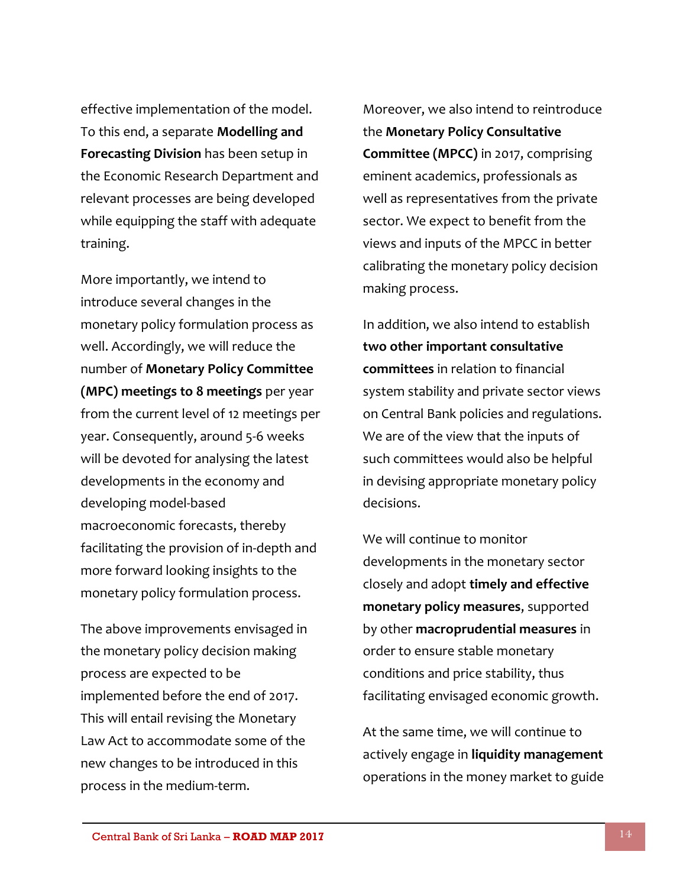effective implementation of the model. To this end, a separate **Modelling and Forecasting Division** has been setup in the Economic Research Department and relevant processes are being developed while equipping the staff with adequate training.

More importantly, we intend to introduce several changes in the monetary policy formulation process as well. Accordingly, we will reduce the number of **Monetary Policy Committee (MPC) meetings to 8 meetings** per year from the current level of 12 meetings per year. Consequently, around 5-6 weeks will be devoted for analysing the latest developments in the economy and developing model-based macroeconomic forecasts, thereby facilitating the provision of in-depth and more forward looking insights to the monetary policy formulation process.

The above improvements envisaged in the monetary policy decision making process are expected to be implemented before the end of 2017. This will entail revising the Monetary Law Act to accommodate some of the new changes to be introduced in this process in the medium-term.

Moreover, we also intend to reintroduce the **Monetary Policy Consultative Committee (MPCC)** in 2017, comprising eminent academics, professionals as well as representatives from the private sector. We expect to benefit from the views and inputs of the MPCC in better calibrating the monetary policy decision making process.

In addition, we also intend to establish **two other important consultative committees** in relation to financial system stability and private sector views on Central Bank policies and regulations. We are of the view that the inputs of such committees would also be helpful in devising appropriate monetary policy decisions.

We will continue to monitor developments in the monetary sector closely and adopt **timely and effective monetary policy measures**, supported by other **macroprudential measures** in order to ensure stable monetary conditions and price stability, thus facilitating envisaged economic growth.

At the same time, we will continue to actively engage in **liquidity management** operations in the money market to guide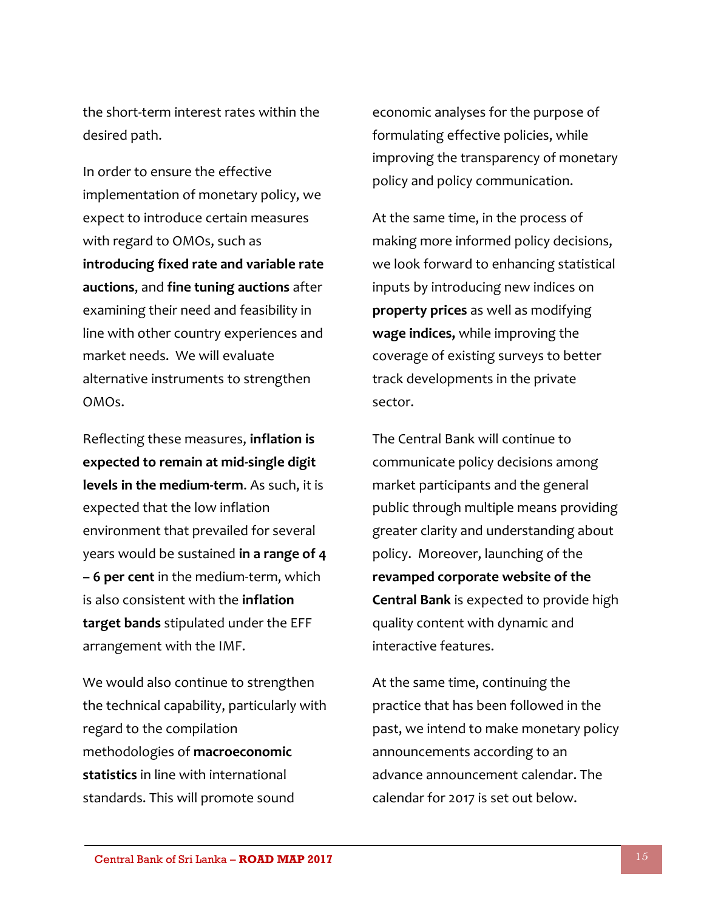the short-term interest rates within the desired path.

In order to ensure the effective implementation of monetary policy, we expect to introduce certain measures with regard to OMOs, such as **introducing fixed rate and variable rate auctions**, and **fine tuning auctions** after examining their need and feasibility in line with other country experiences and market needs. We will evaluate alternative instruments to strengthen OMOs.

Reflecting these measures, **inflation is expected to remain at mid-single digit levels in the medium-term**. As such, it is expected that the low inflation environment that prevailed for several years would be sustained **in a range of 4 – 6 per cent** in the medium-term, which is also consistent with the **inflation target bands** stipulated under the EFF arrangement with the IMF.

We would also continue to strengthen the technical capability, particularly with regard to the compilation methodologies of **macroeconomic statistics** in line with international standards. This will promote sound economic analyses for the purpose of formulating effective policies, while improving the transparency of monetary policy and policy communication.

At the same time, in the process of making more informed policy decisions, we look forward to enhancing statistical inputs by introducing new indices on **property prices** as well as modifying **wage indices,** while improving the coverage of existing surveys to better track developments in the private sector.

The Central Bank will continue to communicate policy decisions among market participants and the general public through multiple means providing greater clarity and understanding about policy. Moreover, launching of the **revamped corporate website of the Central Bank** is expected to provide high quality content with dynamic and interactive features.

At the same time, continuing the practice that has been followed in the past, we intend to make monetary policy announcements according to an advance announcement calendar. The calendar for 2017 is set out below.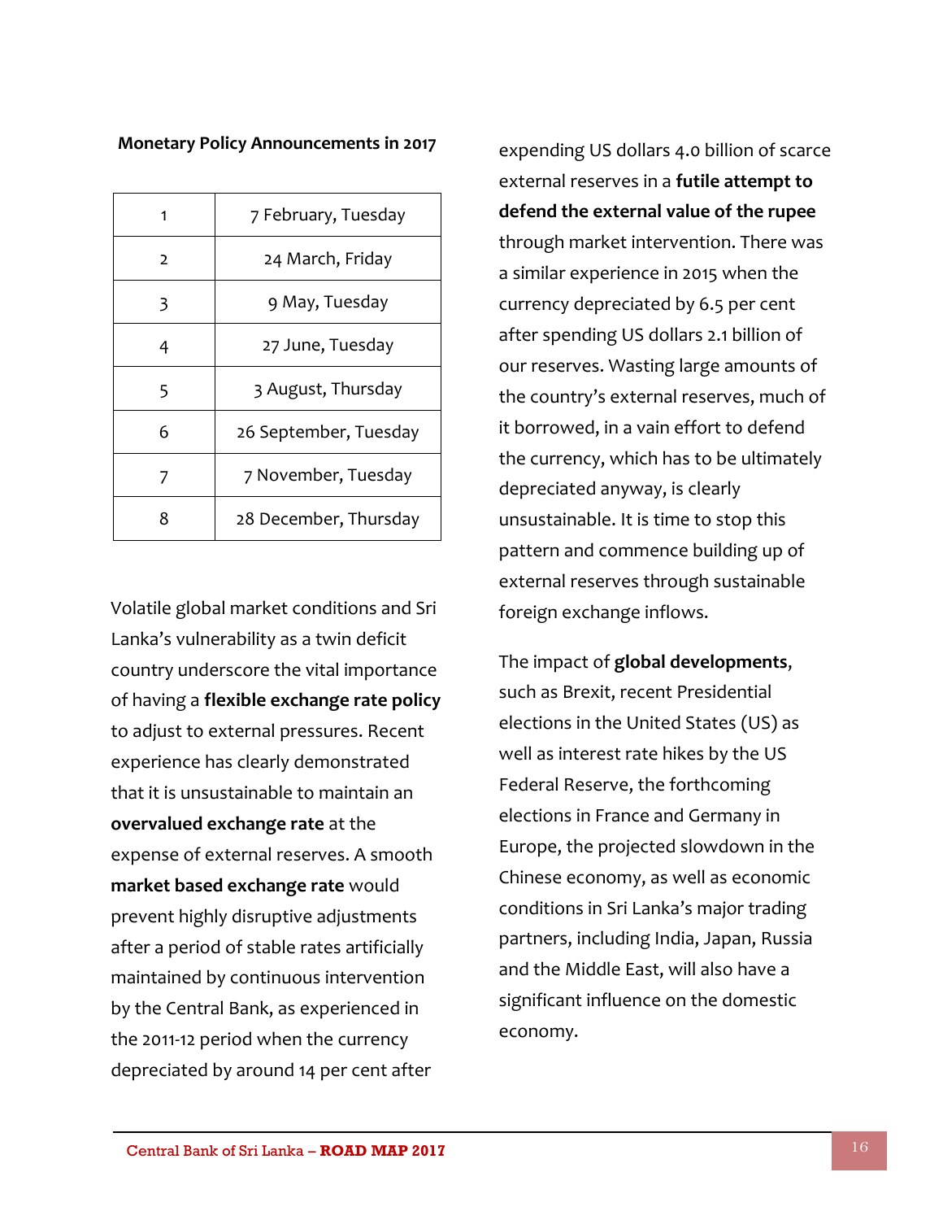**Monetary Policy Announcements in 2017**

| | |
|---|---|
| 1 | 7 February, Tuesday |
| 2 | 24 March, Friday |
| 3 | 9 May, Tuesday |
| 4 | 27 June, Tuesday |
| 5 | 3 August, Thursday |
| 6 | 26 September, Tuesday |
| 7 | 7 November, Tuesday |
| 8 | 28 December, Thursday |

Volatile global market conditions and Sri Lanka's vulnerability as a twin deficit country underscore the vital importance of having a **flexible exchange rate policy** to adjust to external pressures. Recent experience has clearly demonstrated that it is unsustainable to maintain an **overvalued exchange rate** at the expense of external reserves. A smooth **market based exchange rate** would prevent highly disruptive adjustments after a period of stable rates artificially maintained by continuous intervention by the Central Bank, as experienced in the 2011-12 period when the currency depreciated by around 14 per cent after expending US dollars 4.0 billion of scarce external reserves in a **futile attempt to defend the external value of the rupee** through market intervention. There was a similar experience in 2015 when the currency depreciated by 6.5 per cent after spending US dollars 2.1 billion of our reserves. Wasting large amounts of the country's external reserves, much of it borrowed, in a vain effort to defend the currency, which has to be ultimately depreciated anyway, is clearly unsustainable. It is time to stop this pattern and commence building up of external reserves through sustainable foreign exchange inflows.

The impact of **global developments**, such as Brexit, recent Presidential elections in the United States (US) as well as interest rate hikes by the US Federal Reserve, the forthcoming elections in France and Germany in Europe, the projected slowdown in the Chinese economy, as well as economic conditions in Sri Lanka's major trading partners, including India, Japan, Russia and the Middle East, will also have a significant influence on the domestic economy.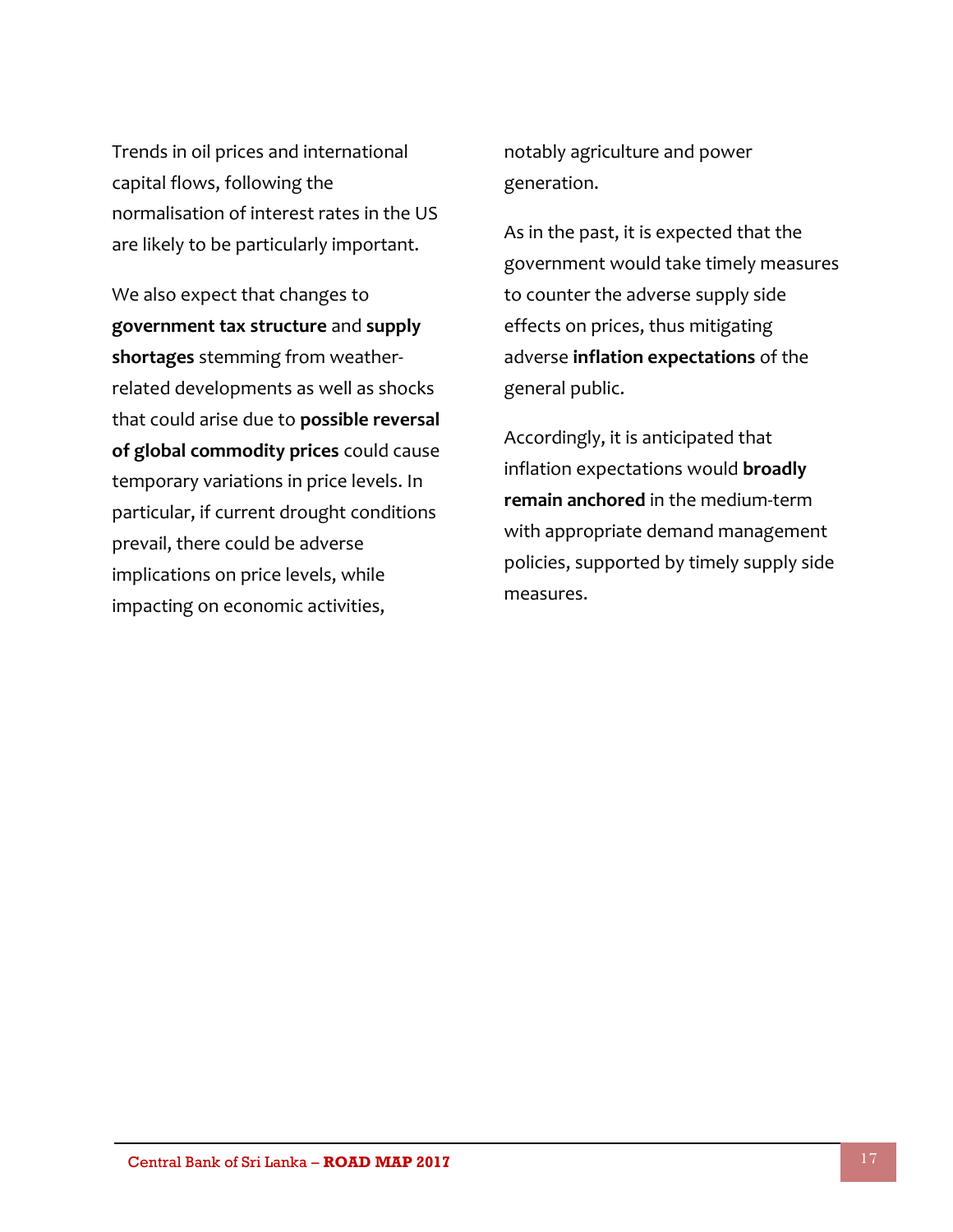Trends in oil prices and international capital flows, following the normalisation of interest rates in the US are likely to be particularly important.

We also expect that changes to **government tax structure** and **supply shortages** stemming from weather-related developments as well as shocks that could arise due to **possible reversal of global commodity prices** could cause temporary variations in price levels. In particular, if current drought conditions prevail, there could be adverse implications on price levels, while impacting on economic activities, notably agriculture and power generation.

As in the past, it is expected that the government would take timely measures to counter the adverse supply side effects on prices, thus mitigating adverse **inflation expectations** of the general public.

Accordingly, it is anticipated that inflation expectations would **broadly remain anchored** in the medium-term with appropriate demand management policies, supported by timely supply side measures.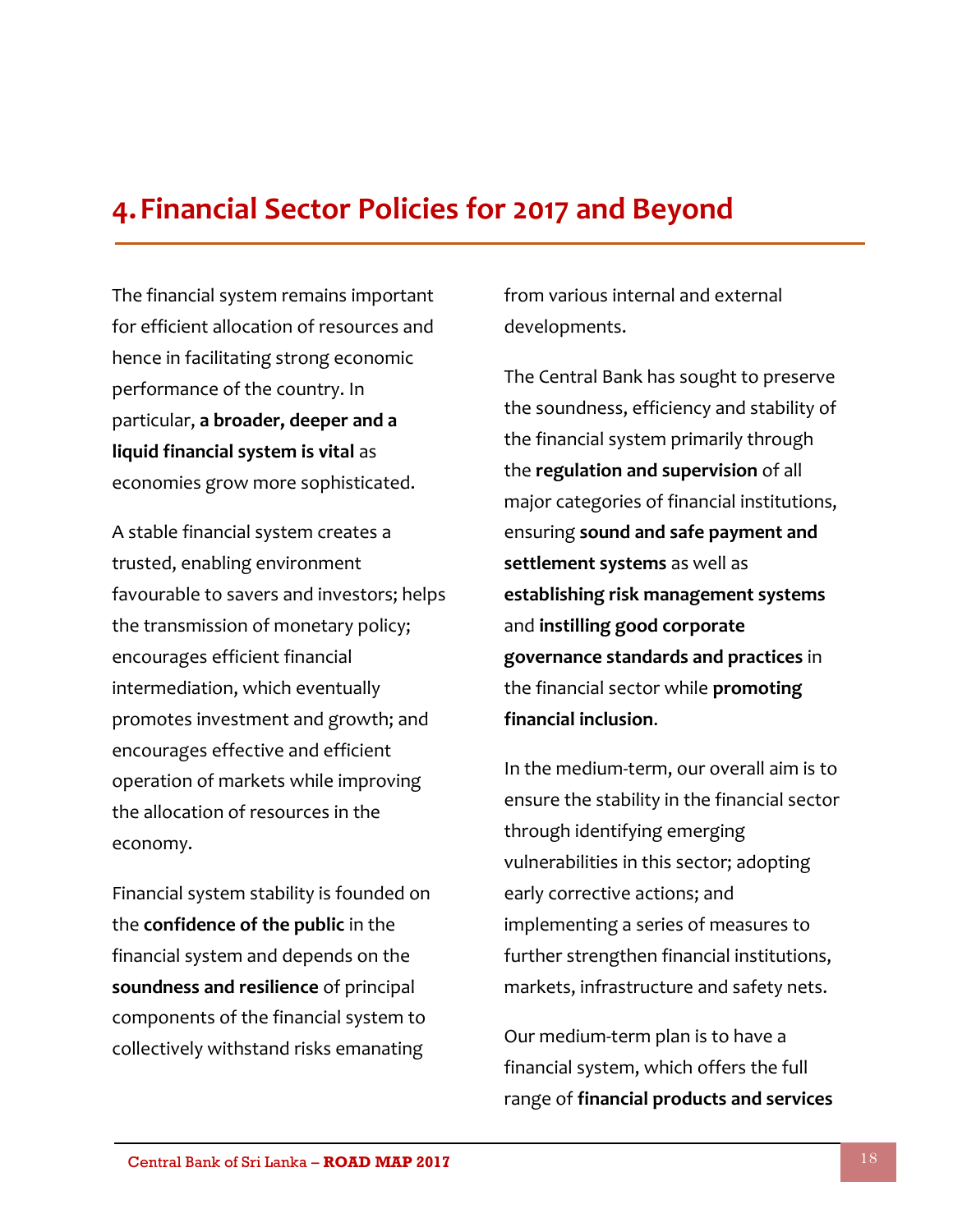# 4. Financial Sector Policies for 2017 and Beyond

The financial system remains important for efficient allocation of resources and hence in facilitating strong economic performance of the country. In particular, **a broader, deeper and a liquid financial system is vital** as economies grow more sophisticated.

A stable financial system creates a trusted, enabling environment favourable to savers and investors; helps the transmission of monetary policy; encourages efficient financial intermediation, which eventually promotes investment and growth; and encourages effective and efficient operation of markets while improving the allocation of resources in the economy.

Financial system stability is founded on the **confidence of the public** in the financial system and depends on the **soundness and resilience** of principal components of the financial system to collectively withstand risks emanating from various internal and external developments.

The Central Bank has sought to preserve the soundness, efficiency and stability of the financial system primarily through the **regulation and supervision** of all major categories of financial institutions, ensuring **sound and safe payment and settlement systems** as well as **establishing risk management systems** and **instilling good corporate governance standards and practices** in the financial sector while **promoting financial inclusion**.

In the medium-term, our overall aim is to ensure the stability in the financial sector through identifying emerging vulnerabilities in this sector; adopting early corrective actions; and implementing a series of measures to further strengthen financial institutions, markets, infrastructure and safety nets.

Our medium-term plan is to have a financial system, which offers the full range of **financial products and services**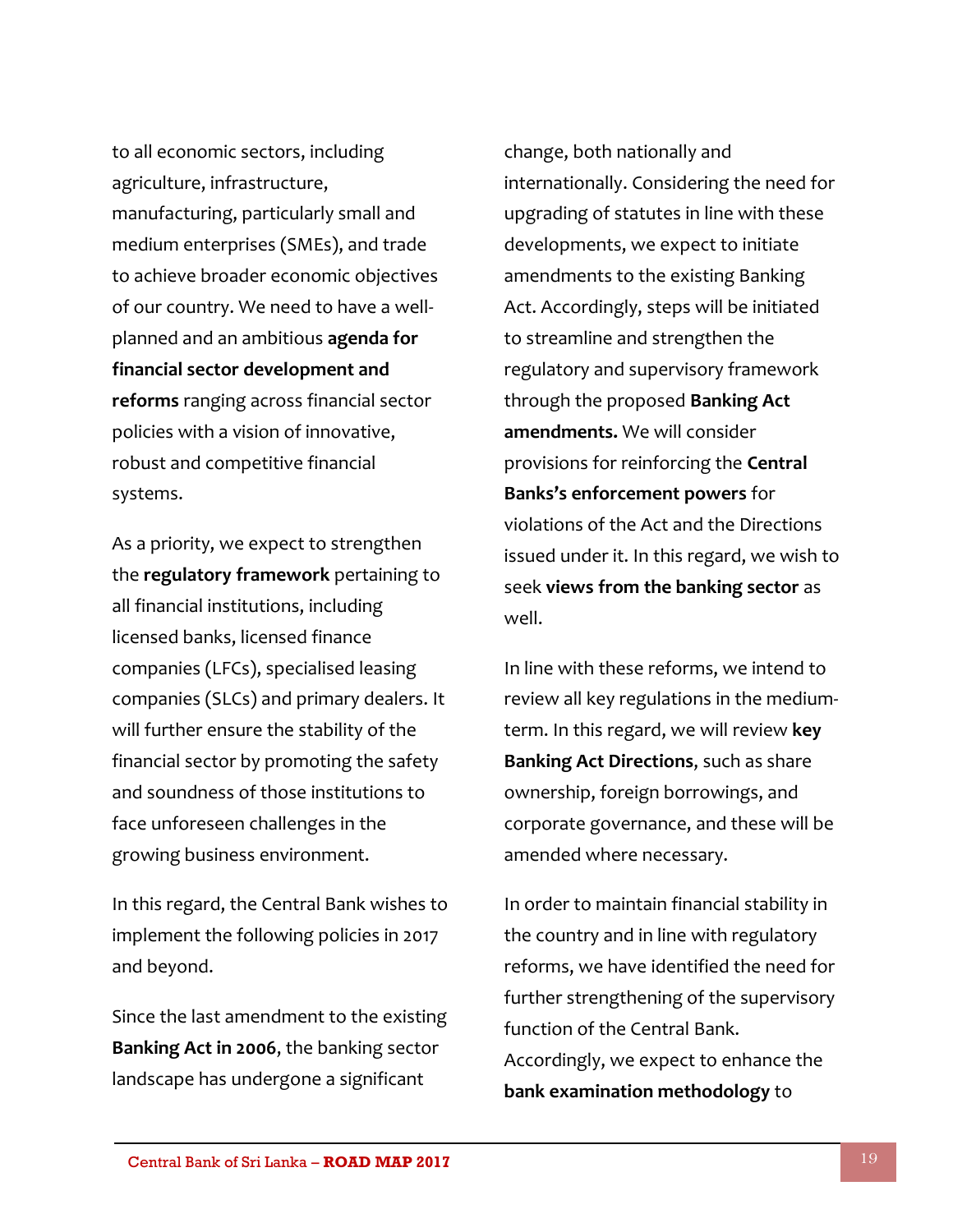to all economic sectors, including agriculture, infrastructure, manufacturing, particularly small and medium enterprises (SMEs), and trade to achieve broader economic objectives of our country. We need to have a well-planned and an ambitious **agenda for financial sector development and reforms** ranging across financial sector policies with a vision of innovative, robust and competitive financial systems.

As a priority, we expect to strengthen the **regulatory framework** pertaining to all financial institutions, including licensed banks, licensed finance companies (LFCs), specialised leasing companies (SLCs) and primary dealers. It will further ensure the stability of the financial sector by promoting the safety and soundness of those institutions to face unforeseen challenges in the growing business environment.

In this regard, the Central Bank wishes to implement the following policies in 2017 and beyond.

Since the last amendment to the existing **Banking Act in 2006**, the banking sector landscape has undergone a significant change, both nationally and internationally. Considering the need for upgrading of statutes in line with these developments, we expect to initiate amendments to the existing Banking Act. Accordingly, steps will be initiated to streamline and strengthen the regulatory and supervisory framework through the proposed **Banking Act amendments.** We will consider provisions for reinforcing the **Central Banks's enforcement powers** for violations of the Act and the Directions issued under it. In this regard, we wish to seek **views from the banking sector** as well.

In line with these reforms, we intend to review all key regulations in the medium-term. In this regard, we will review **key Banking Act Directions**, such as share ownership, foreign borrowings, and corporate governance, and these will be amended where necessary.

In order to maintain financial stability in the country and in line with regulatory reforms, we have identified the need for further strengthening of the supervisory function of the Central Bank. Accordingly, we expect to enhance the **bank examination methodology** to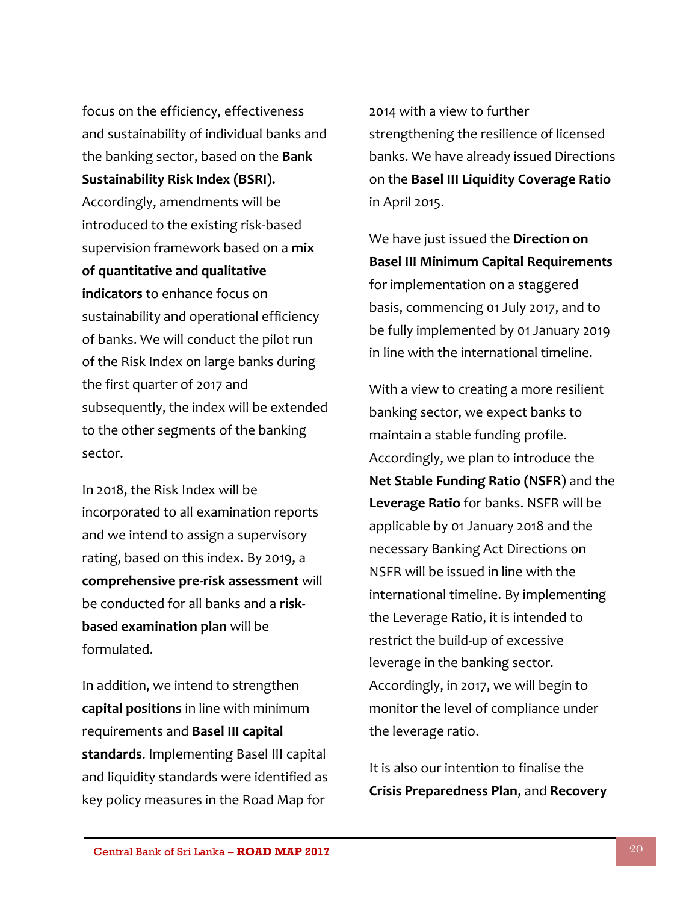focus on the efficiency, effectiveness and sustainability of individual banks and the banking sector, based on the **Bank Sustainability Risk Index (BSRI).** Accordingly, amendments will be introduced to the existing risk-based supervision framework based on a **mix of quantitative and qualitative indicators** to enhance focus on sustainability and operational efficiency of banks. We will conduct the pilot run of the Risk Index on large banks during the first quarter of 2017 and subsequently, the index will be extended to the other segments of the banking sector.

In 2018, the Risk Index will be incorporated to all examination reports and we intend to assign a supervisory rating, based on this index. By 2019, a **comprehensive pre-risk assessment** will be conducted for all banks and a **risk-based examination plan** will be formulated.

In addition, we intend to strengthen **capital positions** in line with minimum requirements and **Basel III capital standards**. Implementing Basel III capital and liquidity standards were identified as key policy measures in the Road Map for 2014 with a view to further strengthening the resilience of licensed banks. We have already issued Directions on the **Basel III Liquidity Coverage Ratio** in April 2015.

We have just issued the **Direction on Basel III Minimum Capital Requirements** for implementation on a staggered basis, commencing 01 July 2017, and to be fully implemented by 01 January 2019 in line with the international timeline.

With a view to creating a more resilient banking sector, we expect banks to maintain a stable funding profile. Accordingly, we plan to introduce the **Net Stable Funding Ratio (NSFR**) and the **Leverage Ratio** for banks. NSFR will be applicable by 01 January 2018 and the necessary Banking Act Directions on NSFR will be issued in line with the international timeline. By implementing the Leverage Ratio, it is intended to restrict the build-up of excessive leverage in the banking sector. Accordingly, in 2017, we will begin to monitor the level of compliance under the leverage ratio.

It is also our intention to finalise the **Crisis Preparedness Plan**, and **Recovery**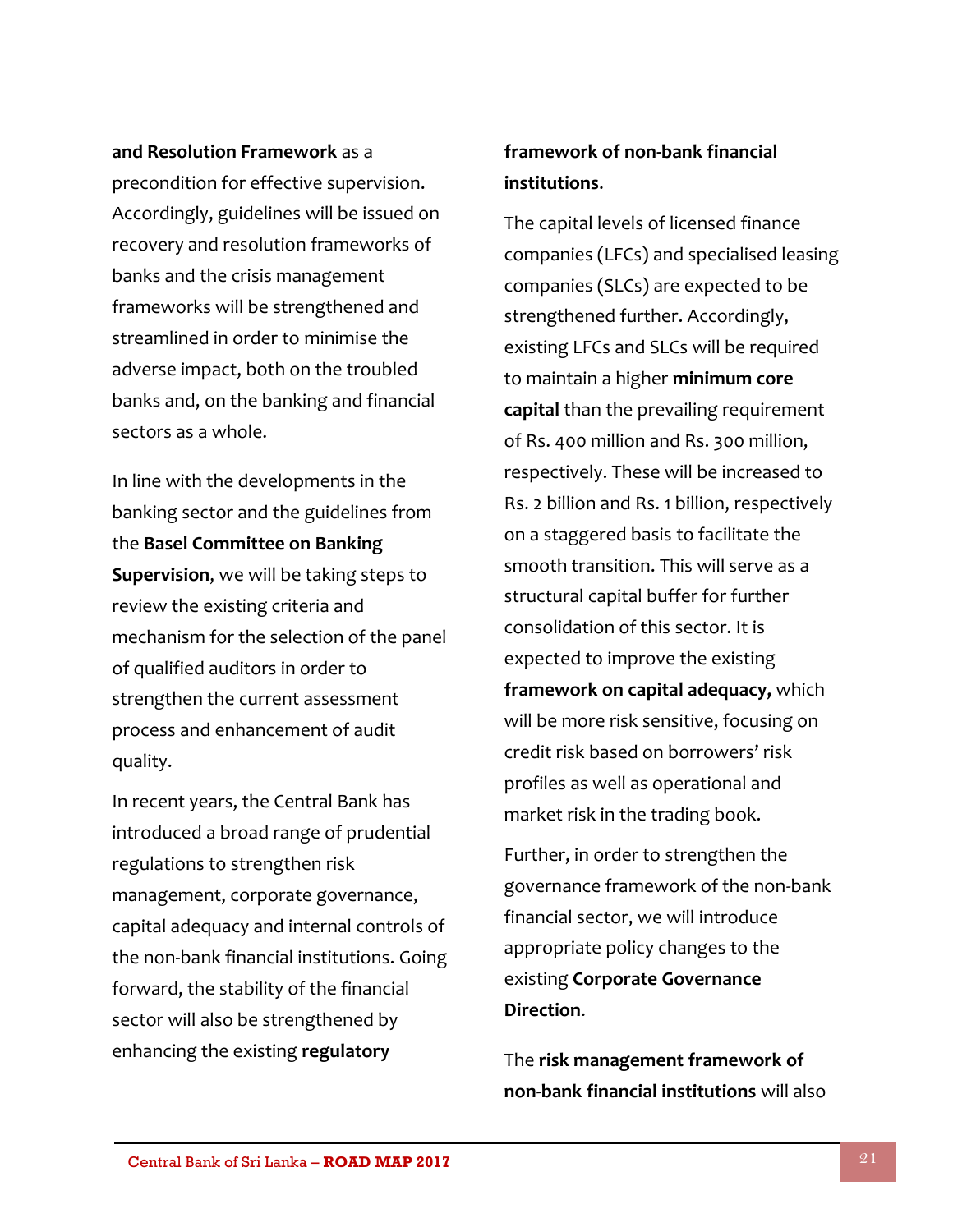**and Resolution Framework** as a precondition for effective supervision. Accordingly, guidelines will be issued on recovery and resolution frameworks of banks and the crisis management frameworks will be strengthened and streamlined in order to minimise the adverse impact, both on the troubled banks and, on the banking and financial sectors as a whole.

In line with the developments in the banking sector and the guidelines from the **Basel Committee on Banking Supervision**, we will be taking steps to review the existing criteria and mechanism for the selection of the panel of qualified auditors in order to strengthen the current assessment process and enhancement of audit quality.

In recent years, the Central Bank has introduced a broad range of prudential regulations to strengthen risk management, corporate governance, capital adequacy and internal controls of the non-bank financial institutions. Going forward, the stability of the financial sector will also be strengthened by enhancing the existing **regulatory framework of non-bank financial institutions**.

The capital levels of licensed finance companies (LFCs) and specialised leasing companies (SLCs) are expected to be strengthened further. Accordingly, existing LFCs and SLCs will be required to maintain a higher **minimum core capital** than the prevailing requirement of Rs. 400 million and Rs. 300 million, respectively. These will be increased to Rs. 2 billion and Rs. 1 billion, respectively on a staggered basis to facilitate the smooth transition. This will serve as a structural capital buffer for further consolidation of this sector. It is expected to improve the existing **framework on capital adequacy,** which will be more risk sensitive, focusing on credit risk based on borrowers' risk profiles as well as operational and market risk in the trading book.

Further, in order to strengthen the governance framework of the non-bank financial sector, we will introduce appropriate policy changes to the existing **Corporate Governance Direction**.

The **risk management framework of non-bank financial institutions** will also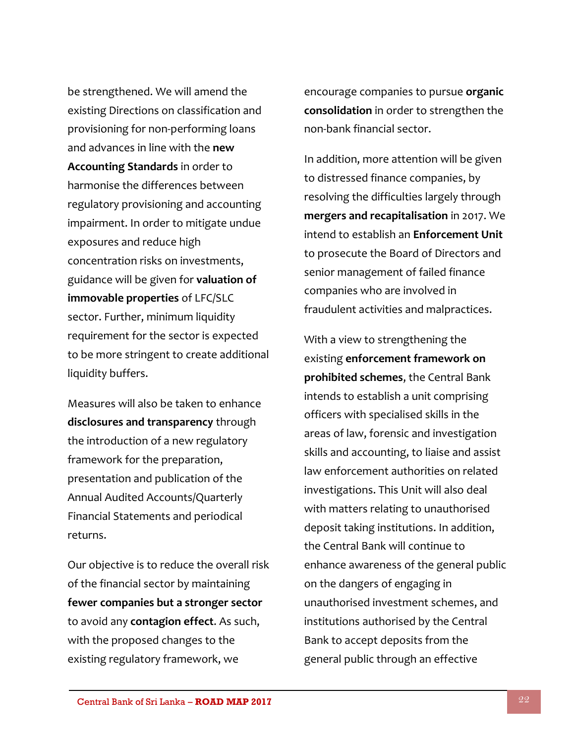be strengthened. We will amend the existing Directions on classification and provisioning for non-performing loans and advances in line with the **new Accounting Standards** in order to harmonise the differences between regulatory provisioning and accounting impairment. In order to mitigate undue exposures and reduce high concentration risks on investments, guidance will be given for **valuation of immovable properties** of LFC/SLC sector. Further, minimum liquidity requirement for the sector is expected to be more stringent to create additional liquidity buffers.

Measures will also be taken to enhance **disclosures and transparency** through the introduction of a new regulatory framework for the preparation, presentation and publication of the Annual Audited Accounts/Quarterly Financial Statements and periodical returns.

Our objective is to reduce the overall risk of the financial sector by maintaining **fewer companies but a stronger sector** to avoid any **contagion effect**. As such, with the proposed changes to the existing regulatory framework, we encourage companies to pursue **organic consolidation** in order to strengthen the non-bank financial sector.

In addition, more attention will be given to distressed finance companies, by resolving the difficulties largely through **mergers and recapitalisation** in 2017. We intend to establish an **Enforcement Unit** to prosecute the Board of Directors and senior management of failed finance companies who are involved in fraudulent activities and malpractices.

With a view to strengthening the existing **enforcement framework on prohibited schemes**, the Central Bank intends to establish a unit comprising officers with specialised skills in the areas of law, forensic and investigation skills and accounting, to liaise and assist law enforcement authorities on related investigations. This Unit will also deal with matters relating to unauthorised deposit taking institutions. In addition, the Central Bank will continue to enhance awareness of the general public on the dangers of engaging in unauthorised investment schemes, and institutions authorised by the Central Bank to accept deposits from the general public through an effective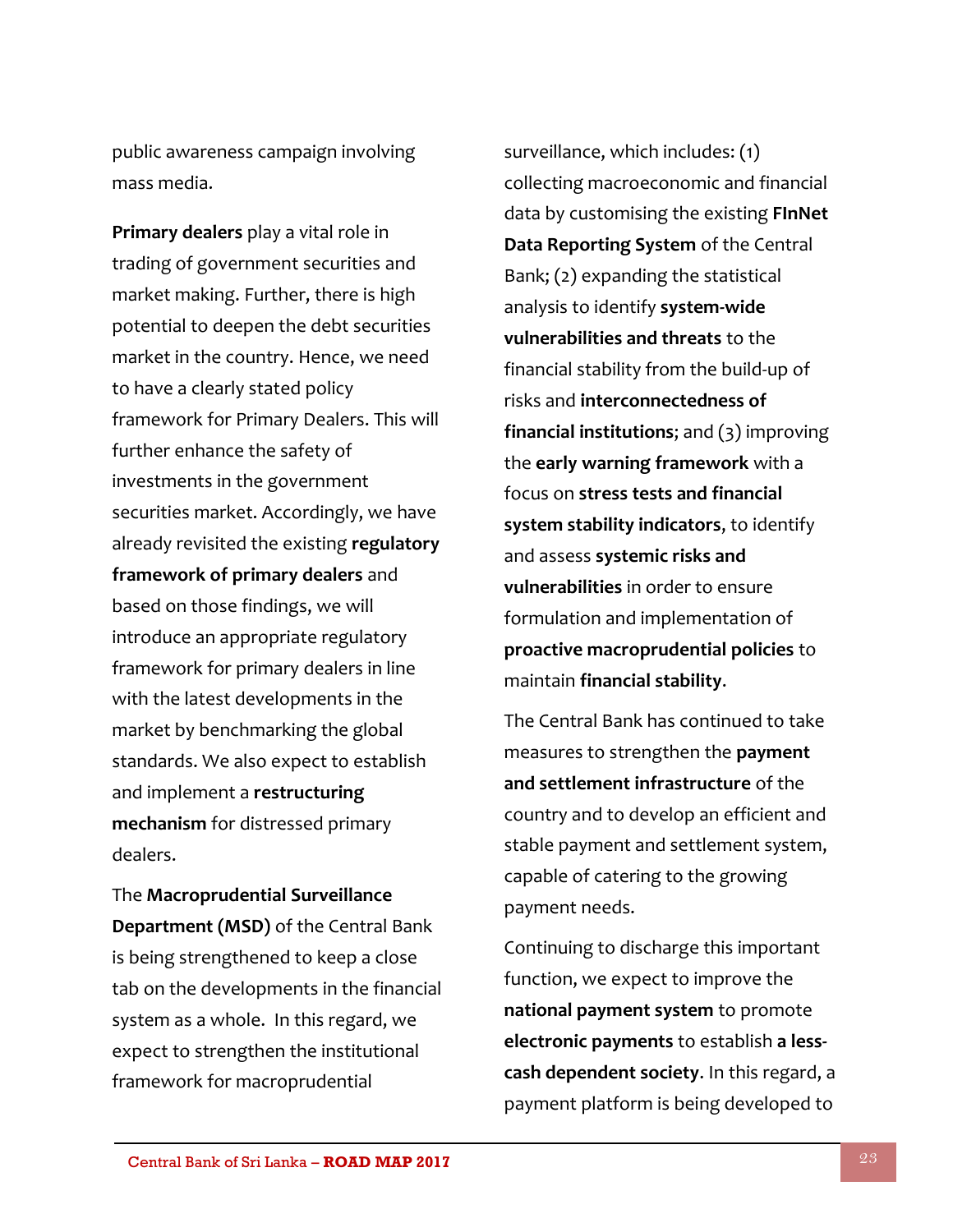public awareness campaign involving mass media.

**Primary dealers** play a vital role in trading of government securities and market making. Further, there is high potential to deepen the debt securities market in the country. Hence, we need to have a clearly stated policy framework for Primary Dealers. This will further enhance the safety of investments in the government securities market. Accordingly, we have already revisited the existing **regulatory framework of primary dealers** and based on those findings, we will introduce an appropriate regulatory framework for primary dealers in line with the latest developments in the market by benchmarking the global standards. We also expect to establish and implement a **restructuring mechanism** for distressed primary dealers.

The **Macroprudential Surveillance Department (MSD)** of the Central Bank is being strengthened to keep a close tab on the developments in the financial system as a whole. In this regard, we expect to strengthen the institutional framework for macroprudential surveillance, which includes: (1) collecting macroeconomic and financial data by customising the existing **FInNet Data Reporting System** of the Central Bank; (2) expanding the statistical analysis to identify **system-wide vulnerabilities and threats** to the financial stability from the build-up of risks and **interconnectedness of financial institutions**; and (3) improving the **early warning framework** with a focus on **stress tests and financial system stability indicators**, to identify and assess **systemic risks and vulnerabilities** in order to ensure formulation and implementation of **proactive macroprudential policies** to maintain **financial stability**.

The Central Bank has continued to take measures to strengthen the **payment and settlement infrastructure** of the country and to develop an efficient and stable payment and settlement system, capable of catering to the growing payment needs.

Continuing to discharge this important function, we expect to improve the **national payment system** to promote **electronic payments** to establish **a less-cash dependent society**. In this regard, a payment platform is being developed to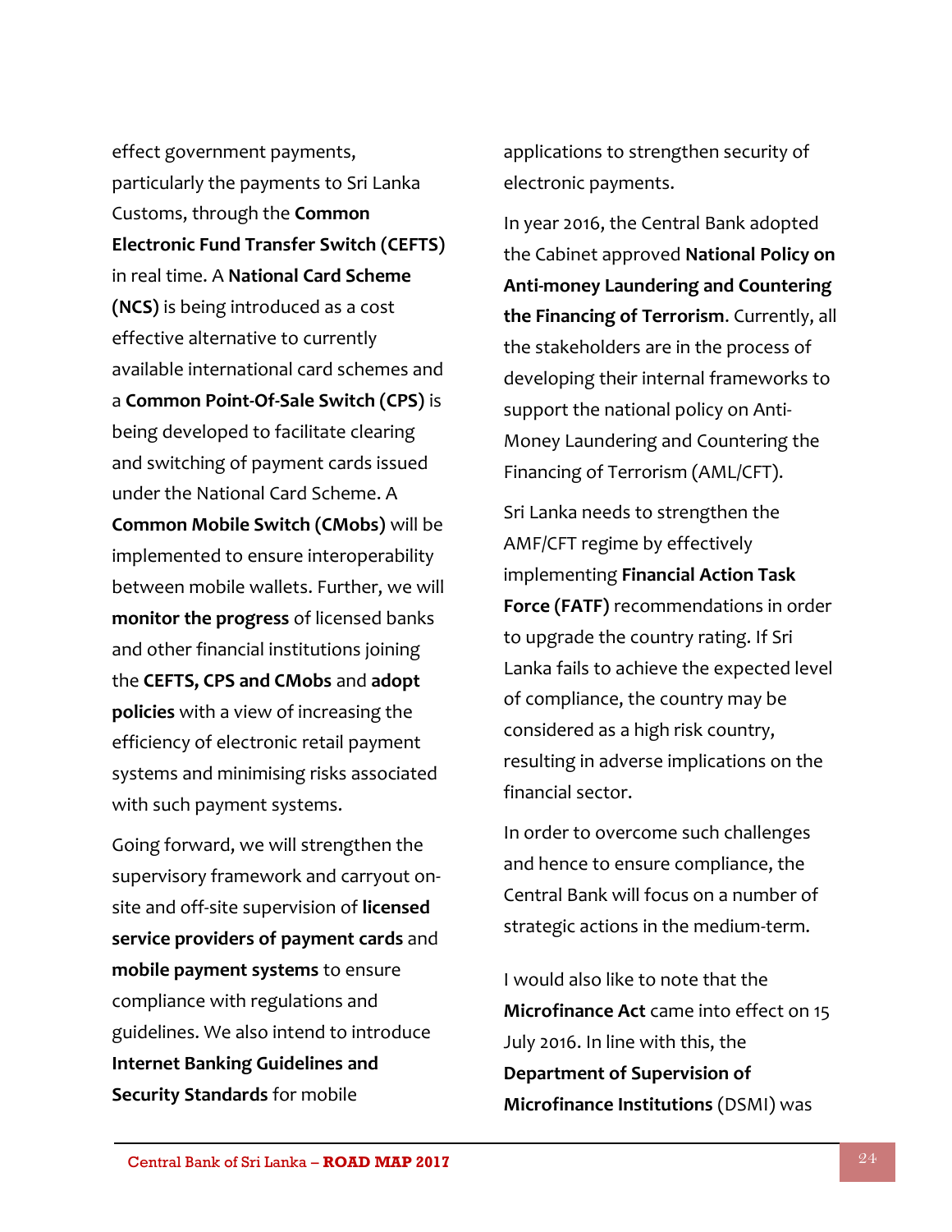effect government payments, particularly the payments to Sri Lanka Customs, through the **Common Electronic Fund Transfer Switch (CEFTS)** in real time. A **National Card Scheme (NCS)** is being introduced as a cost effective alternative to currently available international card schemes and a **Common Point-Of-Sale Switch (CPS)** is being developed to facilitate clearing and switching of payment cards issued under the National Card Scheme. A **Common Mobile Switch (CMobs)** will be implemented to ensure interoperability between mobile wallets. Further, we will **monitor the progress** of licensed banks and other financial institutions joining the **CEFTS, CPS and CMobs** and **adopt policies** with a view of increasing the efficiency of electronic retail payment systems and minimising risks associated with such payment systems.

Going forward, we will strengthen the supervisory framework and carryout on-site and off-site supervision of **licensed service providers of payment cards** and **mobile payment systems** to ensure compliance with regulations and guidelines. We also intend to introduce **Internet Banking Guidelines and Security Standards** for mobile applications to strengthen security of electronic payments.

In year 2016, the Central Bank adopted the Cabinet approved **National Policy on Anti-money Laundering and Countering the Financing of Terrorism**. Currently, all the stakeholders are in the process of developing their internal frameworks to support the national policy on Anti-Money Laundering and Countering the Financing of Terrorism (AML/CFT).

Sri Lanka needs to strengthen the AMF/CFT regime by effectively implementing **Financial Action Task Force (FATF)** recommendations in order to upgrade the country rating. If Sri Lanka fails to achieve the expected level of compliance, the country may be considered as a high risk country, resulting in adverse implications on the financial sector.

In order to overcome such challenges and hence to ensure compliance, the Central Bank will focus on a number of strategic actions in the medium-term.

I would also like to note that the **Microfinance Act** came into effect on 15 July 2016. In line with this, the **Department of Supervision of Microfinance Institutions** (DSMI) was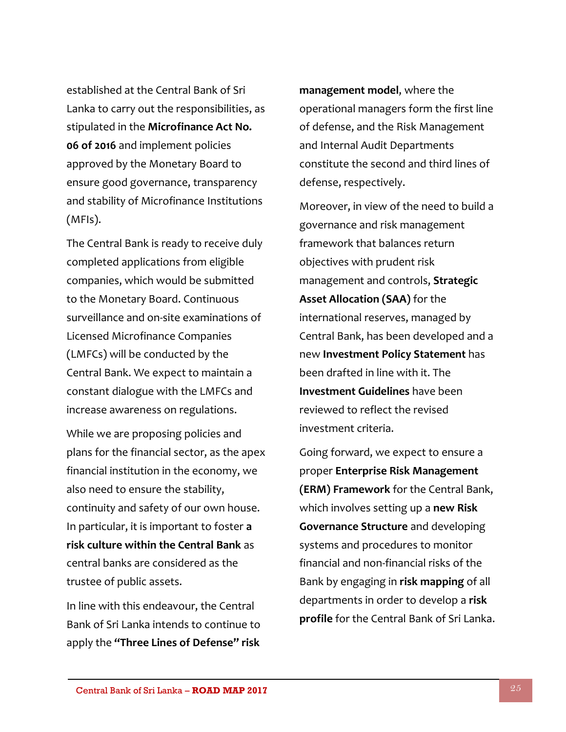established at the Central Bank of Sri Lanka to carry out the responsibilities, as stipulated in the **Microfinance Act No. 06 of 2016** and implement policies approved by the Monetary Board to ensure good governance, transparency and stability of Microfinance Institutions (MFIs).

The Central Bank is ready to receive duly completed applications from eligible companies, which would be submitted to the Monetary Board. Continuous surveillance and on-site examinations of Licensed Microfinance Companies (LMFCs) will be conducted by the Central Bank. We expect to maintain a constant dialogue with the LMFCs and increase awareness on regulations.

While we are proposing policies and plans for the financial sector, as the apex financial institution in the economy, we also need to ensure the stability, continuity and safety of our own house. In particular, it is important to foster **a risk culture within the Central Bank** as central banks are considered as the trustee of public assets.

In line with this endeavour, the Central Bank of Sri Lanka intends to continue to apply the **"Three Lines of Defense" risk management model**, where the operational managers form the first line of defense, and the Risk Management and Internal Audit Departments constitute the second and third lines of defense, respectively.

Moreover, in view of the need to build a governance and risk management framework that balances return objectives with prudent risk management and controls, **Strategic Asset Allocation (SAA)** for the international reserves, managed by Central Bank, has been developed and a new **Investment Policy Statement** has been drafted in line with it. The **Investment Guidelines** have been reviewed to reflect the revised investment criteria.

Going forward, we expect to ensure a proper **Enterprise Risk Management (ERM) Framework** for the Central Bank, which involves setting up a **new Risk Governance Structure** and developing systems and procedures to monitor financial and non-financial risks of the Bank by engaging in **risk mapping** of all departments in order to develop a **risk profile** for the Central Bank of Sri Lanka.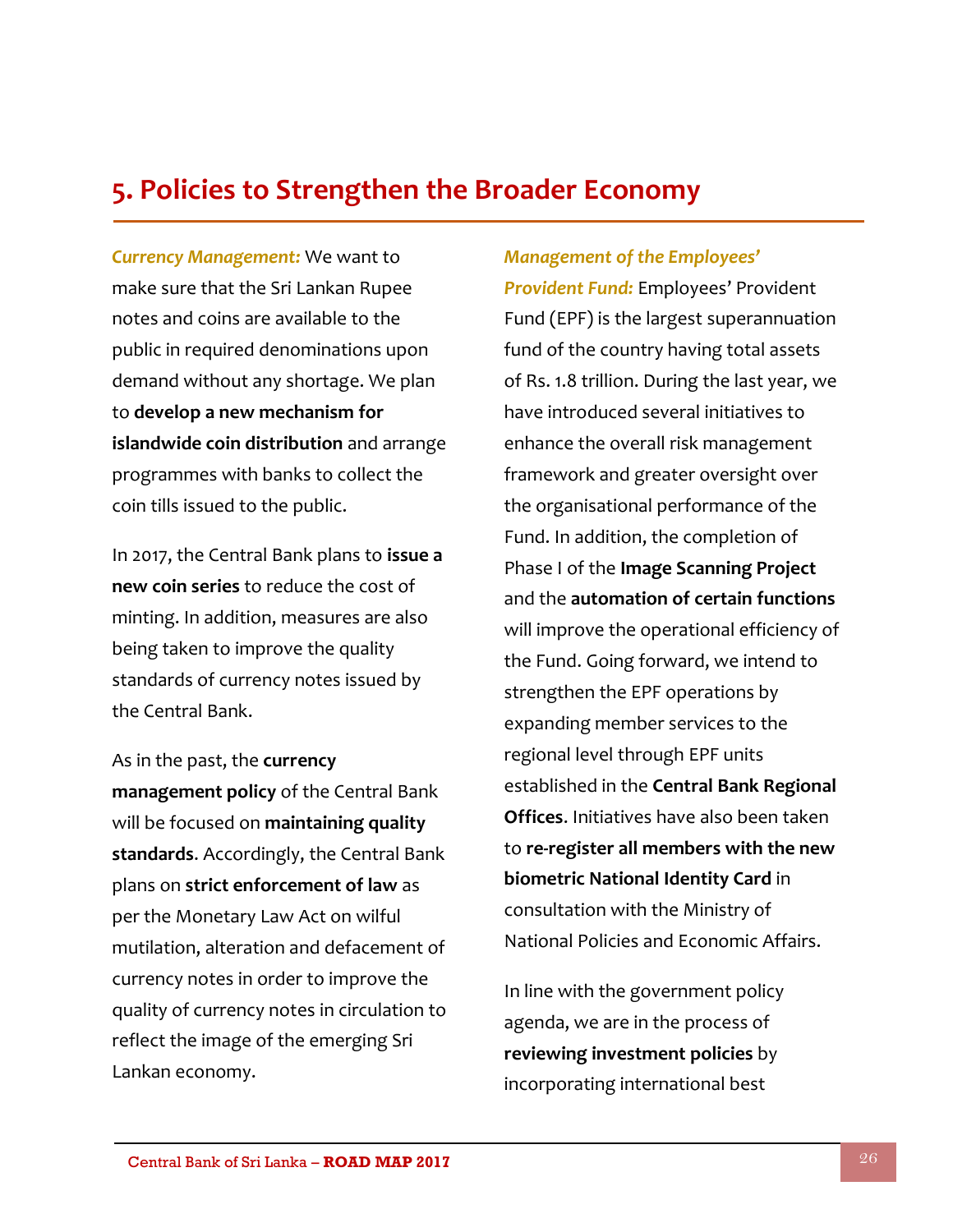## 5. Policies to Strengthen the Broader Economy

***Currency Management:*** We want to make sure that the Sri Lankan Rupee notes and coins are available to the public in required denominations upon demand without any shortage. We plan to **develop a new mechanism for islandwide coin distribution** and arrange programmes with banks to collect the coin tills issued to the public.

In 2017, the Central Bank plans to **issue a new coin series** to reduce the cost of minting. In addition, measures are also being taken to improve the quality standards of currency notes issued by the Central Bank.

As in the past, the **currency management policy** of the Central Bank will be focused on **maintaining quality standards**. Accordingly, the Central Bank plans on **strict enforcement of law** as per the Monetary Law Act on wilful mutilation, alteration and defacement of currency notes in order to improve the quality of currency notes in circulation to reflect the image of the emerging Sri Lankan economy.

***Management of the Employees' Provident Fund:*** Employees' Provident Fund (EPF) is the largest superannuation fund of the country having total assets of Rs. 1.8 trillion. During the last year, we have introduced several initiatives to enhance the overall risk management framework and greater oversight over the organisational performance of the Fund. In addition, the completion of Phase I of the **Image Scanning Project** and the **automation of certain functions** will improve the operational efficiency of the Fund. Going forward, we intend to strengthen the EPF operations by expanding member services to the regional level through EPF units established in the **Central Bank Regional Offices**. Initiatives have also been taken to **re-register all members with the new biometric National Identity Card** in consultation with the Ministry of National Policies and Economic Affairs.

In line with the government policy agenda, we are in the process of **reviewing investment policies** by incorporating international best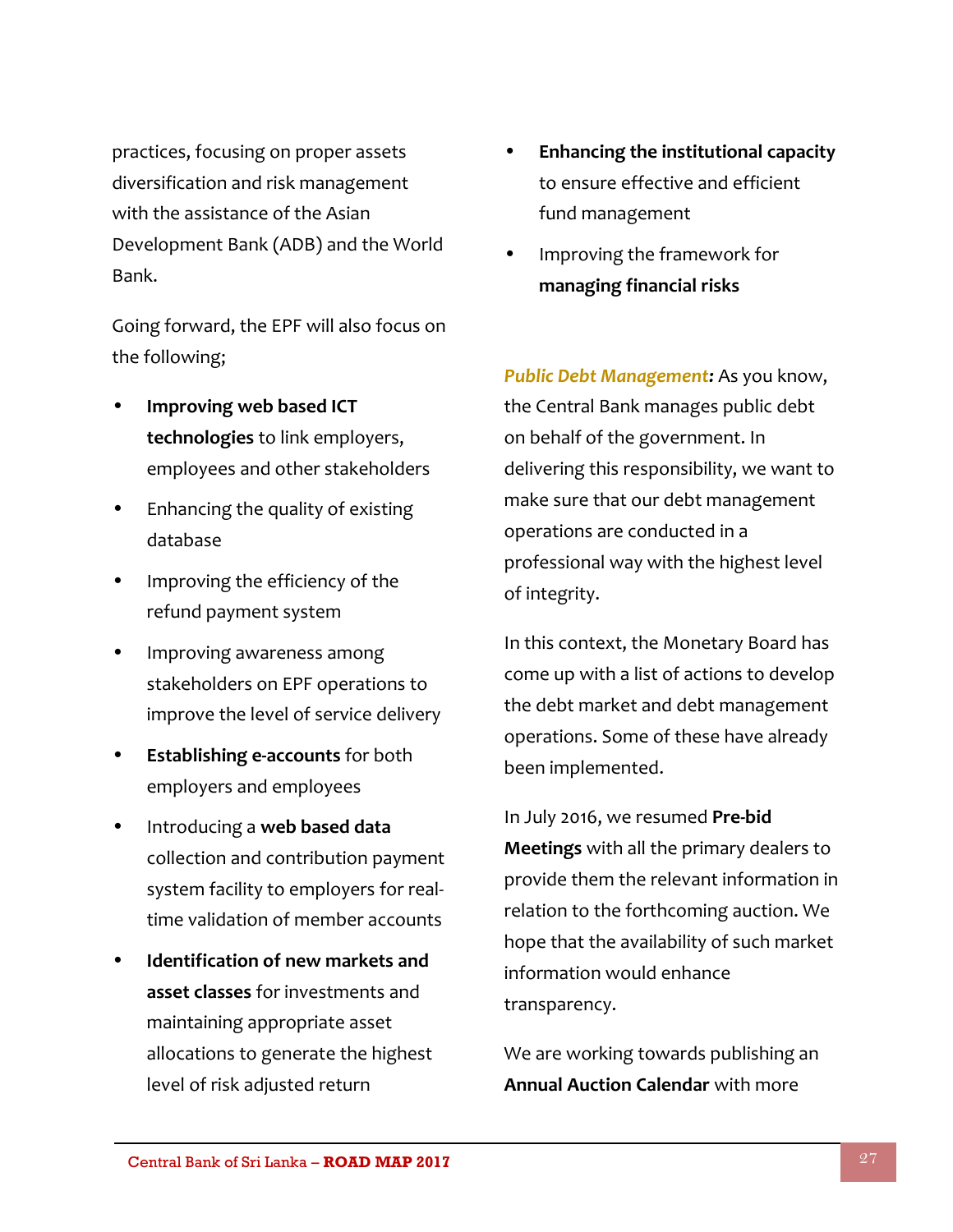practices, focusing on proper assets diversification and risk management with the assistance of the Asian Development Bank (ADB) and the World Bank.

Going forward, the EPF will also focus on the following;

- **Improving web based ICT technologies** to link employers, employees and other stakeholders
- Enhancing the quality of existing database
- Improving the efficiency of the refund payment system
- Improving awareness among stakeholders on EPF operations to improve the level of service delivery
- **Establishing e-accounts** for both employers and employees
- Introducing a **web based data** collection and contribution payment system facility to employers for real-time validation of member accounts
- **Identification of new markets and asset classes** for investments and maintaining appropriate asset allocations to generate the highest level of risk adjusted return
- **Enhancing the institutional capacity** to ensure effective and efficient fund management
- Improving the framework for **managing financial risks**

***Public Debt Management:*** As you know, the Central Bank manages public debt on behalf of the government. In delivering this responsibility, we want to make sure that our debt management operations are conducted in a professional way with the highest level of integrity.

In this context, the Monetary Board has come up with a list of actions to develop the debt market and debt management operations. Some of these have already been implemented.

In July 2016, we resumed **Pre-bid Meetings** with all the primary dealers to provide them the relevant information in relation to the forthcoming auction. We hope that the availability of such market information would enhance transparency.

We are working towards publishing an **Annual Auction Calendar** with more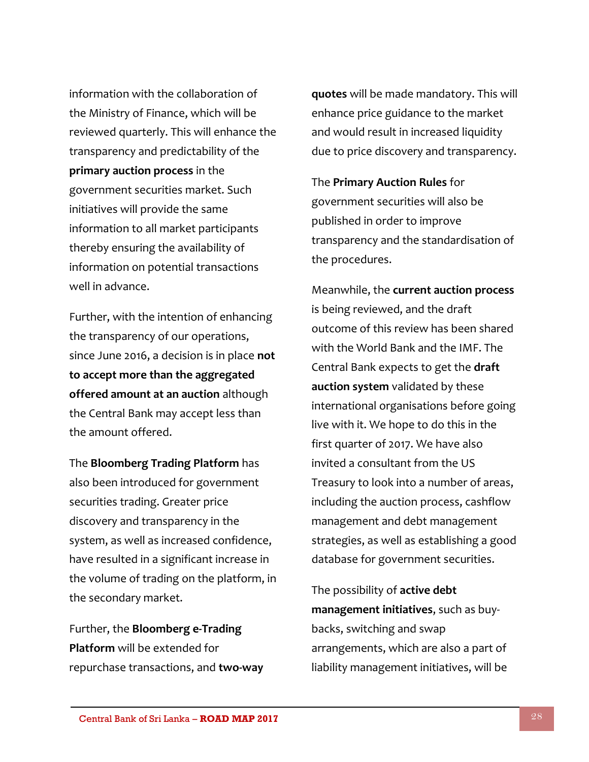information with the collaboration of the Ministry of Finance, which will be reviewed quarterly. This will enhance the transparency and predictability of the **primary auction process** in the government securities market. Such initiatives will provide the same information to all market participants thereby ensuring the availability of information on potential transactions well in advance.

Further, with the intention of enhancing the transparency of our operations, since June 2016, a decision is in place **not to accept more than the aggregated offered amount at an auction** although the Central Bank may accept less than the amount offered.

The **Bloomberg Trading Platform** has also been introduced for government securities trading. Greater price discovery and transparency in the system, as well as increased confidence, have resulted in a significant increase in the volume of trading on the platform, in the secondary market.

Further, the **Bloomberg e-Trading Platform** will be extended for repurchase transactions, and **two-way quotes** will be made mandatory. This will enhance price guidance to the market and would result in increased liquidity due to price discovery and transparency.

The **Primary Auction Rules** for government securities will also be published in order to improve transparency and the standardisation of the procedures.

Meanwhile, the **current auction process** is being reviewed, and the draft outcome of this review has been shared with the World Bank and the IMF. The Central Bank expects to get the **draft auction system** validated by these international organisations before going live with it. We hope to do this in the first quarter of 2017. We have also invited a consultant from the US Treasury to look into a number of areas, including the auction process, cashflow management and debt management strategies, as well as establishing a good database for government securities.

The possibility of **active debt management initiatives**, such as buy-backs, switching and swap arrangements, which are also a part of liability management initiatives, will be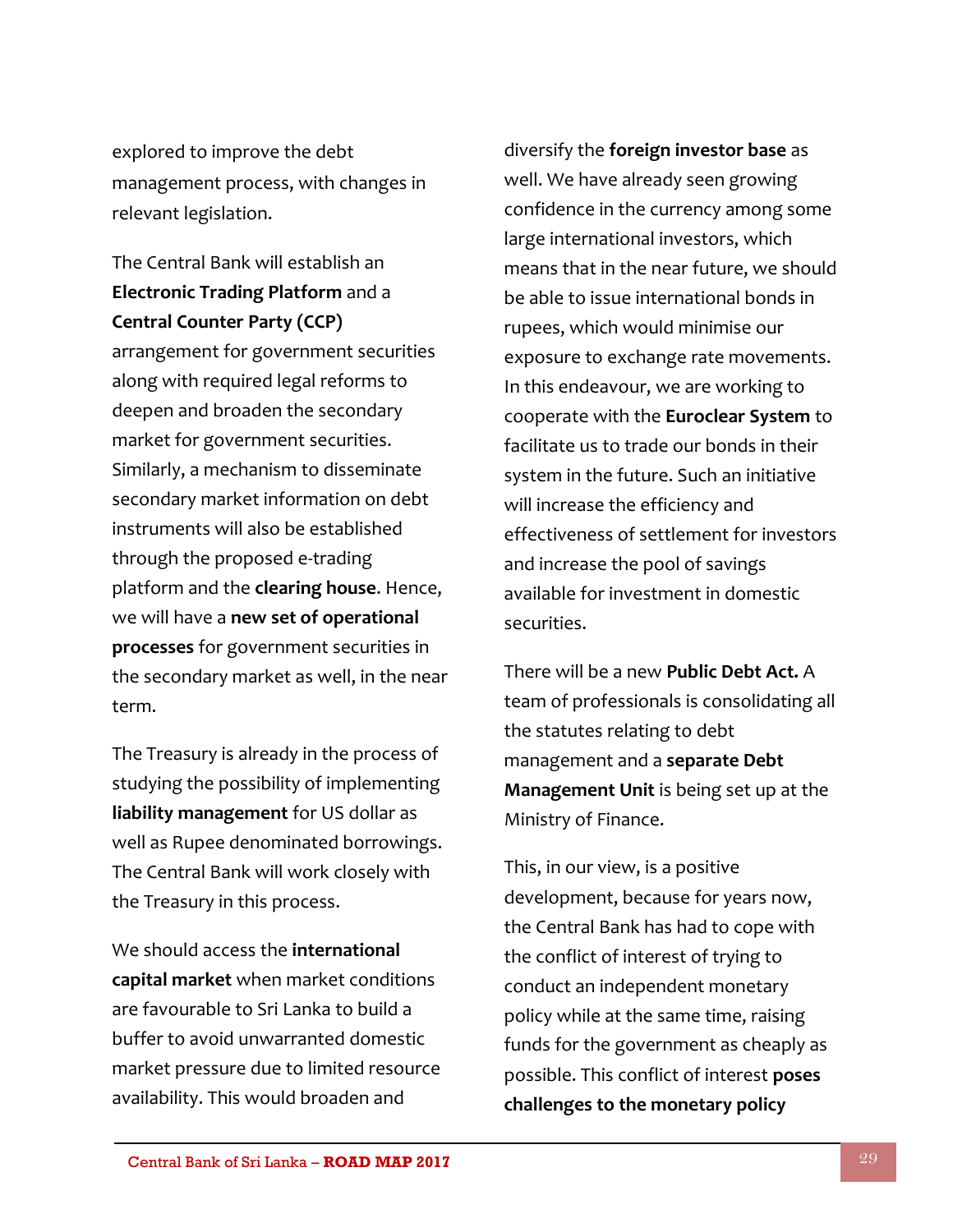explored to improve the debt management process, with changes in relevant legislation.

The Central Bank will establish an **Electronic Trading Platform** and a **Central Counter Party (CCP)** arrangement for government securities along with required legal reforms to deepen and broaden the secondary market for government securities. Similarly, a mechanism to disseminate secondary market information on debt instruments will also be established through the proposed e-trading platform and the **clearing house**. Hence, we will have a **new set of operational processes** for government securities in the secondary market as well, in the near term.

The Treasury is already in the process of studying the possibility of implementing **liability management** for US dollar as well as Rupee denominated borrowings. The Central Bank will work closely with the Treasury in this process.

We should access the **international capital market** when market conditions are favourable to Sri Lanka to build a buffer to avoid unwarranted domestic market pressure due to limited resource availability. This would broaden and diversify the **foreign investor base** as well. We have already seen growing confidence in the currency among some large international investors, which means that in the near future, we should be able to issue international bonds in rupees, which would minimise our exposure to exchange rate movements. In this endeavour, we are working to cooperate with the **Euroclear System** to facilitate us to trade our bonds in their system in the future. Such an initiative will increase the efficiency and effectiveness of settlement for investors and increase the pool of savings available for investment in domestic securities.

There will be a new **Public Debt Act.** A team of professionals is consolidating all the statutes relating to debt management and a **separate Debt Management Unit** is being set up at the Ministry of Finance.

This, in our view, is a positive development, because for years now, the Central Bank has had to cope with the conflict of interest of trying to conduct an independent monetary policy while at the same time, raising funds for the government as cheaply as possible. This conflict of interest **poses challenges to the monetary policy**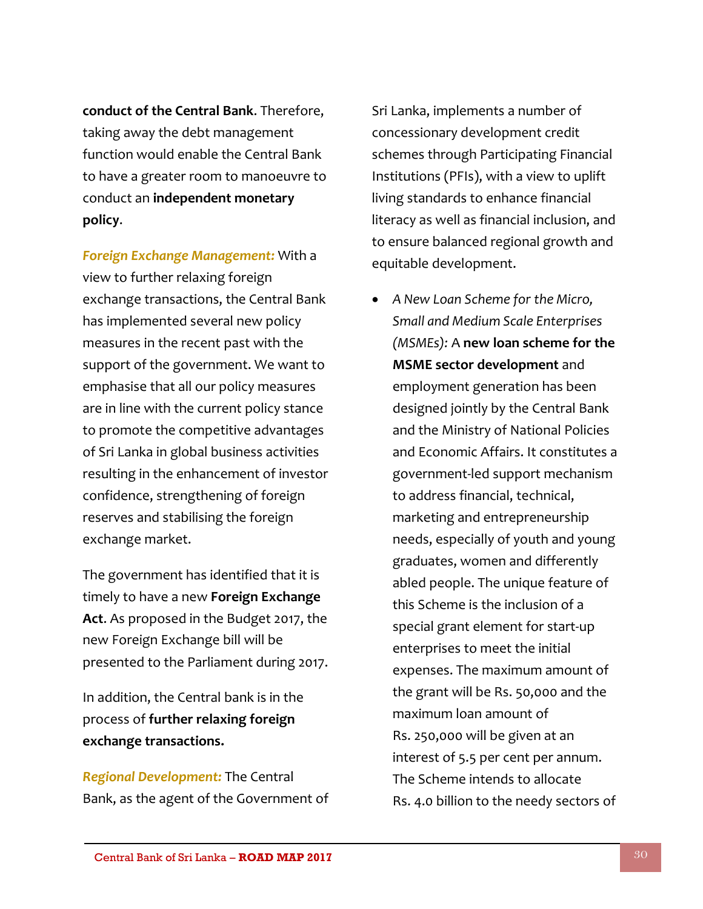**conduct of the Central Bank**. Therefore, taking away the debt management function would enable the Central Bank to have a greater room to manoeuvre to conduct an **independent monetary policy**.

***Foreign Exchange Management:*** With a view to further relaxing foreign exchange transactions, the Central Bank has implemented several new policy measures in the recent past with the support of the government. We want to emphasise that all our policy measures are in line with the current policy stance to promote the competitive advantages of Sri Lanka in global business activities resulting in the enhancement of investor confidence, strengthening of foreign reserves and stabilising the foreign exchange market.

The government has identified that it is timely to have a new **Foreign Exchange Act**. As proposed in the Budget 2017, the new Foreign Exchange bill will be presented to the Parliament during 2017.

In addition, the Central bank is in the process of **further relaxing foreign exchange transactions.**

***Regional Development:*** The Central Bank, as the agent of the Government of Sri Lanka, implements a number of concessionary development credit schemes through Participating Financial Institutions (PFIs), with a view to uplift living standards to enhance financial literacy as well as financial inclusion, and to ensure balanced regional growth and equitable development.

- *A New Loan Scheme for the Micro, Small and Medium Scale Enterprises (MSMEs):* A **new loan scheme for the MSME sector development** and employment generation has been designed jointly by the Central Bank and the Ministry of National Policies and Economic Affairs. It constitutes a government-led support mechanism to address financial, technical, marketing and entrepreneurship needs, especially of youth and young graduates, women and differently abled people. The unique feature of this Scheme is the inclusion of a special grant element for start-up enterprises to meet the initial expenses. The maximum amount of the grant will be Rs. 50,000 and the maximum loan amount of Rs. 250,000 will be given at an interest of 5.5 per cent per annum. The Scheme intends to allocate Rs. 4.0 billion to the needy sectors of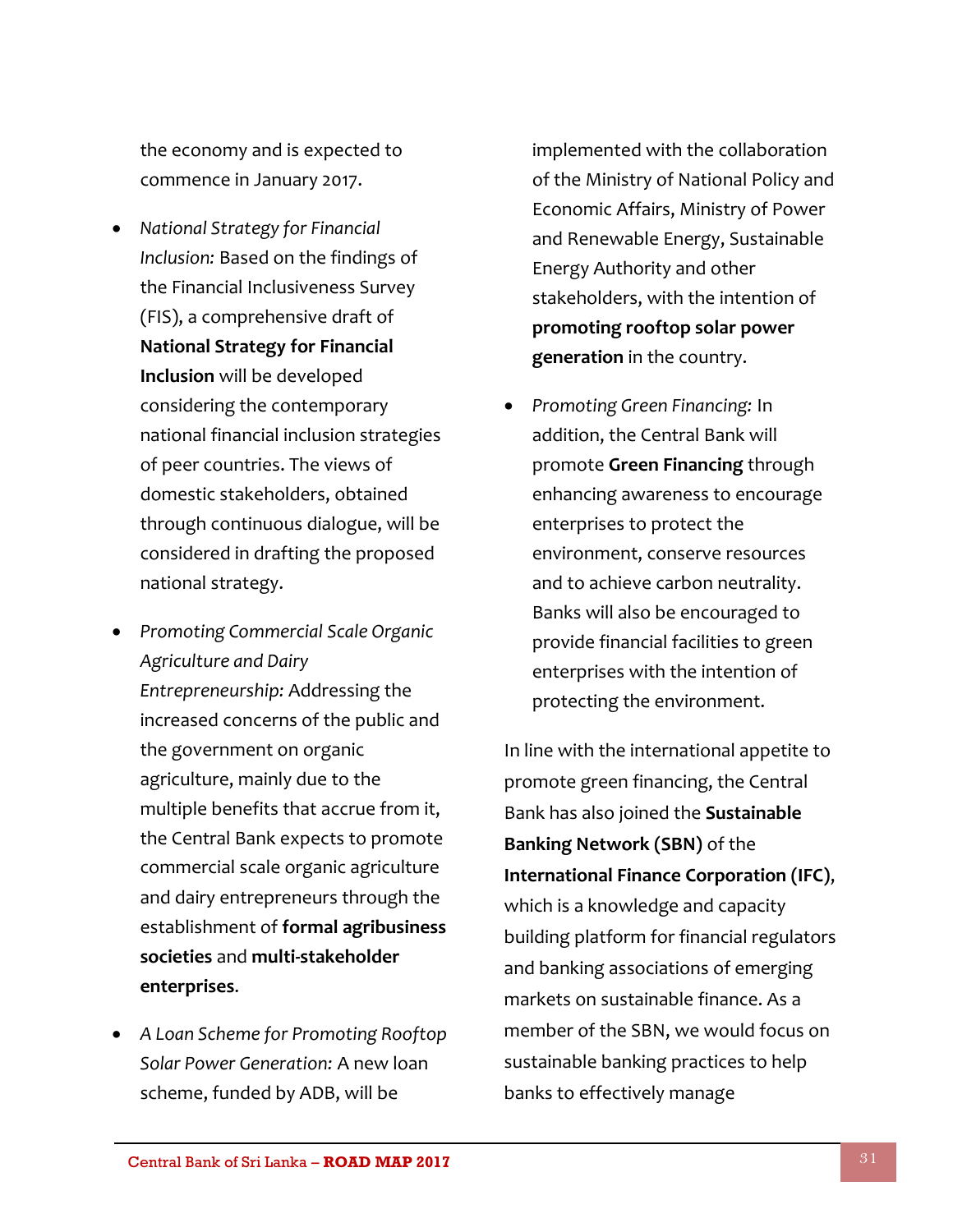the economy and is expected to commence in January 2017.

- *National Strategy for Financial Inclusion:* Based on the findings of the Financial Inclusiveness Survey (FIS), a comprehensive draft of **National Strategy for Financial Inclusion** will be developed considering the contemporary national financial inclusion strategies of peer countries. The views of domestic stakeholders, obtained through continuous dialogue, will be considered in drafting the proposed national strategy.

- *Promoting Commercial Scale Organic Agriculture and Dairy Entrepreneurship:* Addressing the increased concerns of the public and the government on organic agriculture, mainly due to the multiple benefits that accrue from it, the Central Bank expects to promote commercial scale organic agriculture and dairy entrepreneurs through the establishment of **formal agribusiness societies** and **multi-stakeholder enterprises**.

- *A Loan Scheme for Promoting Rooftop Solar Power Generation:* A new loan scheme, funded by ADB, will be implemented with the collaboration of the Ministry of National Policy and Economic Affairs, Ministry of Power and Renewable Energy, Sustainable Energy Authority and other stakeholders, with the intention of **promoting rooftop solar power generation** in the country.

- *Promoting Green Financing:* In addition, the Central Bank will promote **Green Financing** through enhancing awareness to encourage enterprises to protect the environment, conserve resources and to achieve carbon neutrality. Banks will also be encouraged to provide financial facilities to green enterprises with the intention of protecting the environment.

In line with the international appetite to promote green financing, the Central Bank has also joined the **Sustainable Banking Network (SBN)** of the **International Finance Corporation (IFC)**, which is a knowledge and capacity building platform for financial regulators and banking associations of emerging markets on sustainable finance. As a member of the SBN, we would focus on sustainable banking practices to help banks to effectively manage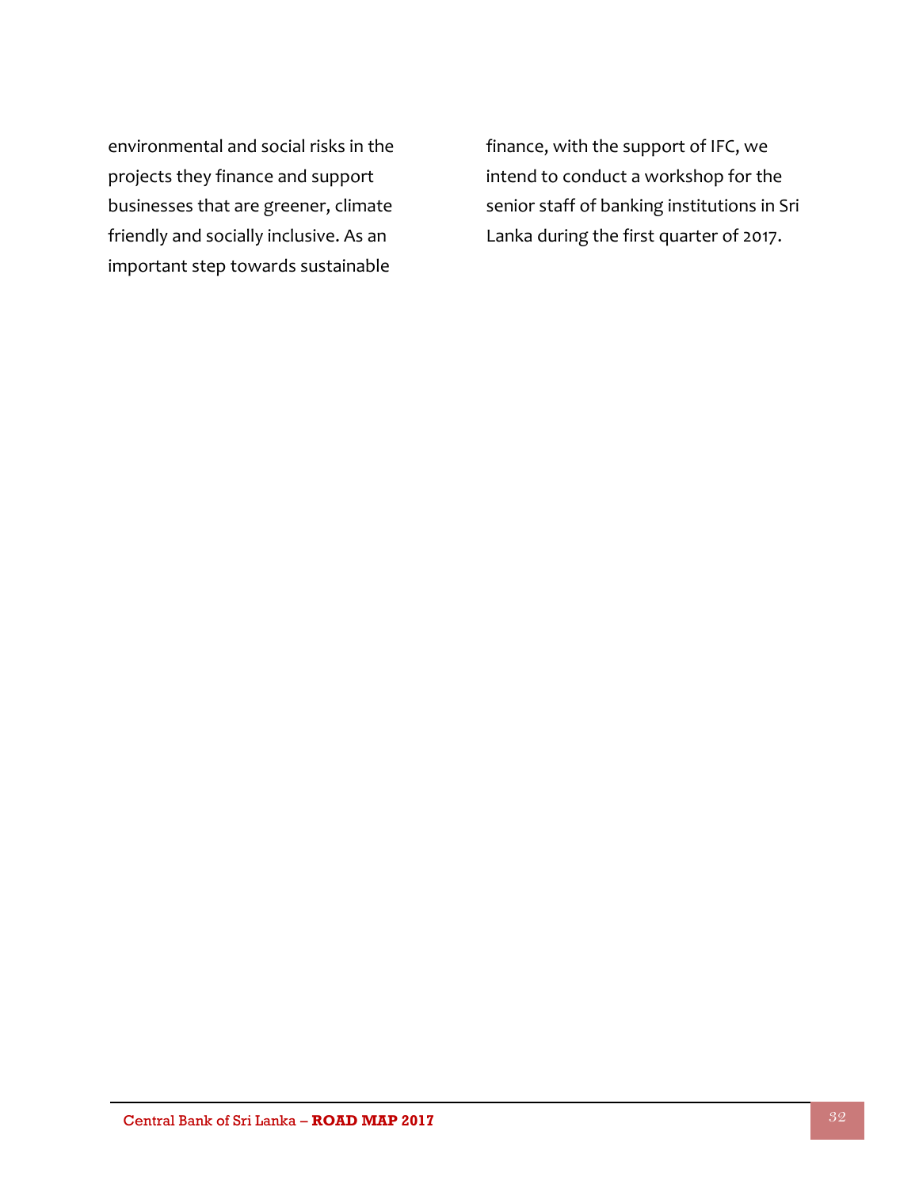environmental and social risks in the projects they finance and support businesses that are greener, climate friendly and socially inclusive. As an important step towards sustainable finance, with the support of IFC, we intend to conduct a workshop for the senior staff of banking institutions in Sri Lanka during the first quarter of 2017.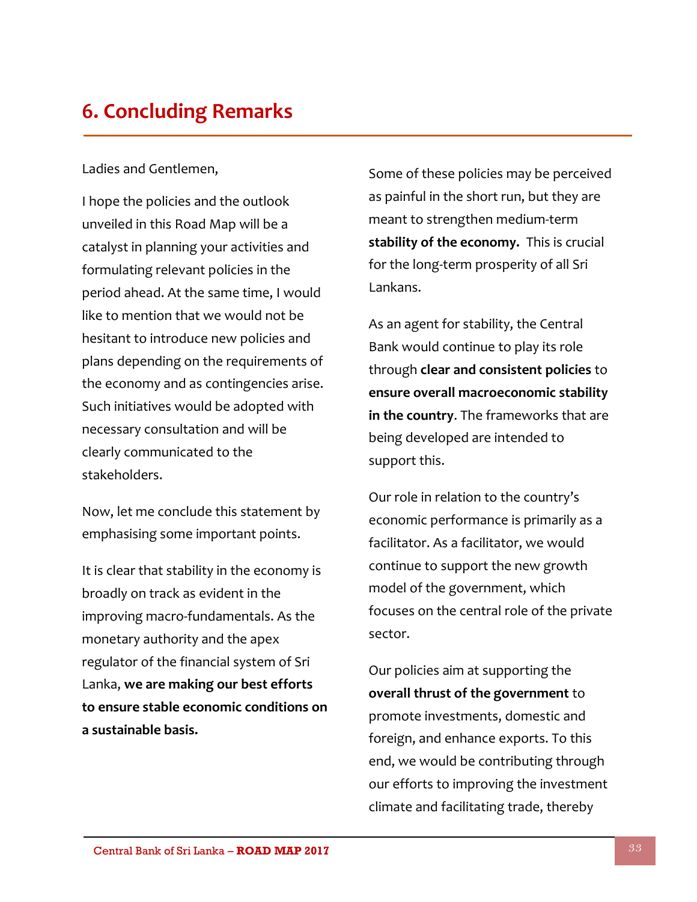# 6. Concluding Remarks

Ladies and Gentlemen,

I hope the policies and the outlook unveiled in this Road Map will be a catalyst in planning your activities and formulating relevant policies in the period ahead. At the same time, I would like to mention that we would not be hesitant to introduce new policies and plans depending on the requirements of the economy and as contingencies arise. Such initiatives would be adopted with necessary consultation and will be clearly communicated to the stakeholders.

Now, let me conclude this statement by emphasising some important points.

It is clear that stability in the economy is broadly on track as evident in the improving macro-fundamentals. As the monetary authority and the apex regulator of the financial system of Sri Lanka, **we are making our best efforts to ensure stable economic conditions on a sustainable basis.**

Some of these policies may be perceived as painful in the short run, but they are meant to strengthen medium-term **stability of the economy.** This is crucial for the long-term prosperity of all Sri Lankans.

As an agent for stability, the Central Bank would continue to play its role through **clear and consistent policies** to **ensure overall macroeconomic stability in the country**. The frameworks that are being developed are intended to support this.

Our role in relation to the country's economic performance is primarily as a facilitator. As a facilitator, we would continue to support the new growth model of the government, which focuses on the central role of the private sector.

Our policies aim at supporting the **overall thrust of the government** to promote investments, domestic and foreign, and enhance exports. To this end, we would be contributing through our efforts to improving the investment climate and facilitating trade, thereby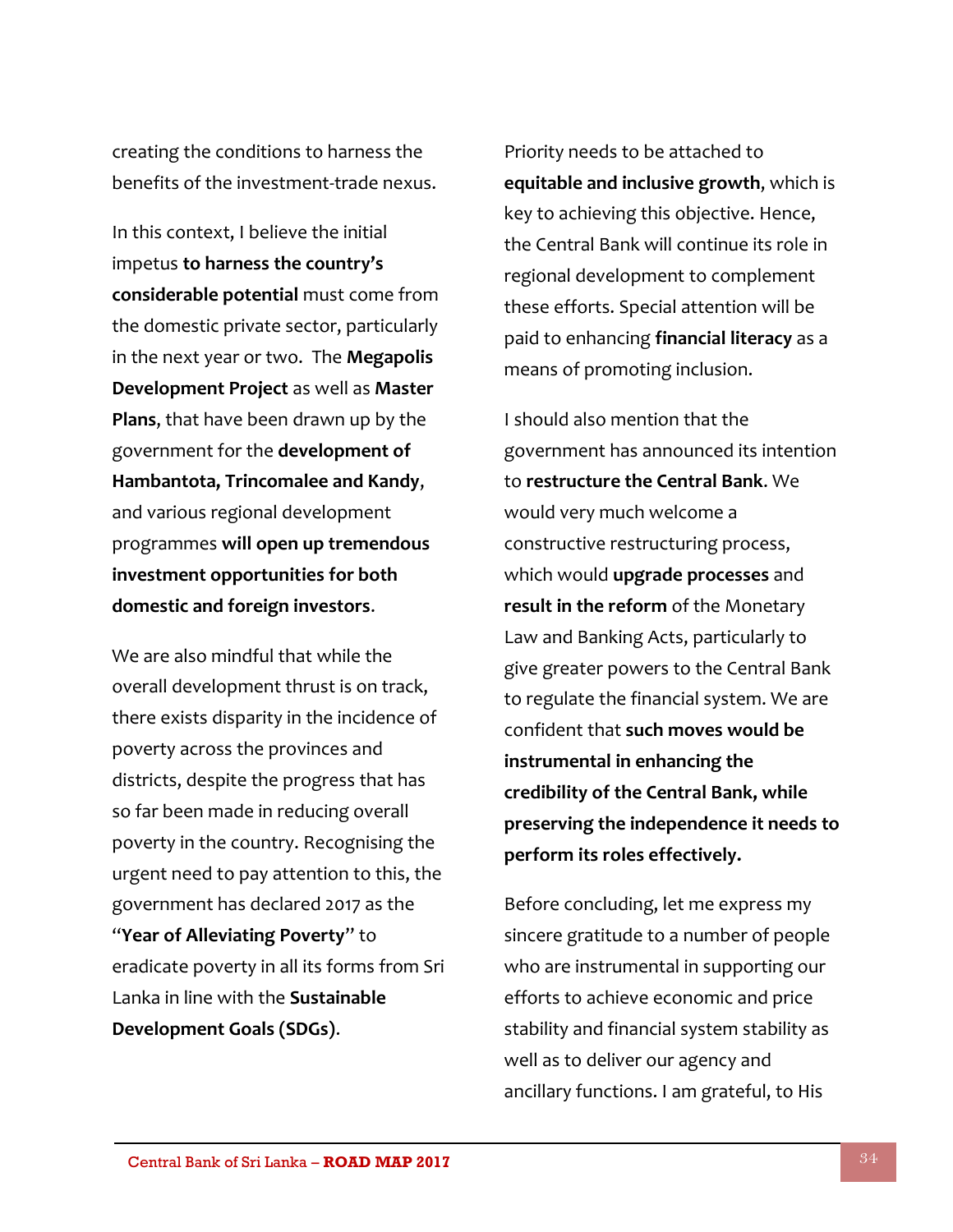creating the conditions to harness the benefits of the investment-trade nexus.

In this context, I believe the initial impetus **to harness the country's considerable potential** must come from the domestic private sector, particularly in the next year or two. The **Megapolis Development Project** as well as **Master Plans**, that have been drawn up by the government for the **development of Hambantota, Trincomalee and Kandy**, and various regional development programmes **will open up tremendous investment opportunities for both domestic and foreign investors**.

We are also mindful that while the overall development thrust is on track, there exists disparity in the incidence of poverty across the provinces and districts, despite the progress that has so far been made in reducing overall poverty in the country. Recognising the urgent need to pay attention to this, the government has declared 2017 as the "**Year of Alleviating Poverty**" to eradicate poverty in all its forms from Sri Lanka in line with the **Sustainable Development Goals (SDGs)**.

Priority needs to be attached to **equitable and inclusive growth**, which is key to achieving this objective. Hence, the Central Bank will continue its role in regional development to complement these efforts. Special attention will be paid to enhancing **financial literacy** as a means of promoting inclusion.

I should also mention that the government has announced its intention to **restructure the Central Bank**. We would very much welcome a constructive restructuring process, which would **upgrade processes** and **result in the reform** of the Monetary Law and Banking Acts, particularly to give greater powers to the Central Bank to regulate the financial system. We are confident that **such moves would be instrumental in enhancing the credibility of the Central Bank, while preserving the independence it needs to perform its roles effectively.**

Before concluding, let me express my sincere gratitude to a number of people who are instrumental in supporting our efforts to achieve economic and price stability and financial system stability as well as to deliver our agency and ancillary functions. I am grateful, to His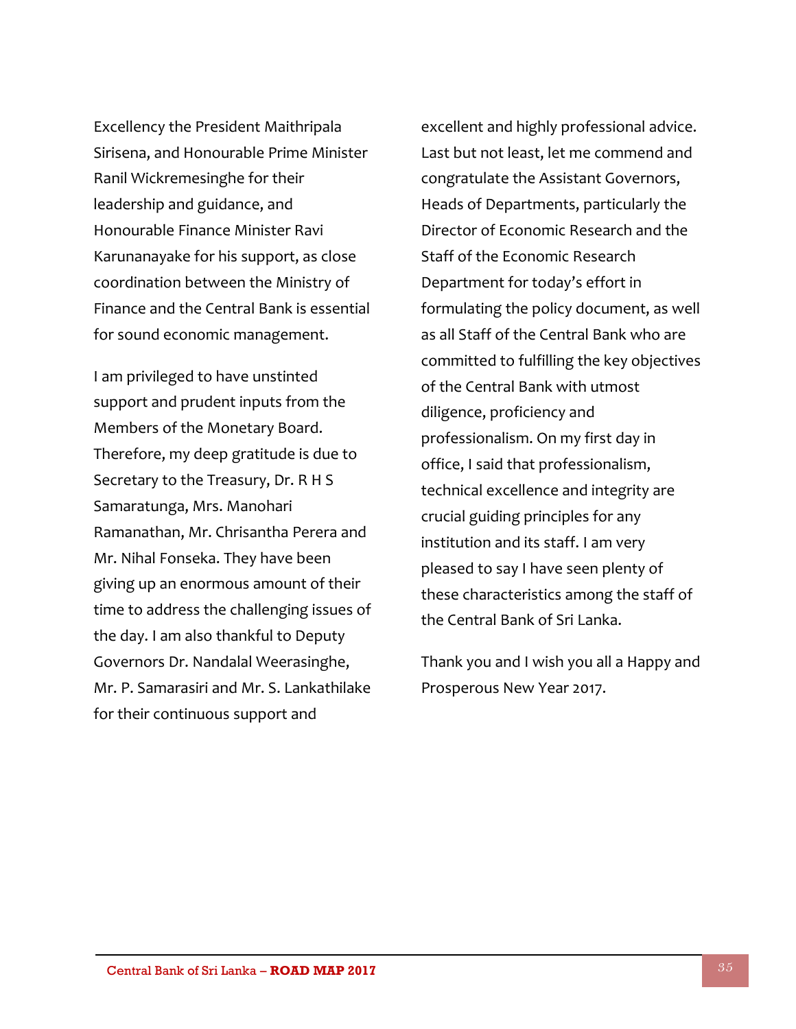Excellency the President Maithripala Sirisena, and Honourable Prime Minister Ranil Wickremesinghe for their leadership and guidance, and Honourable Finance Minister Ravi Karunanayake for his support, as close coordination between the Ministry of Finance and the Central Bank is essential for sound economic management.

I am privileged to have unstinted support and prudent inputs from the Members of the Monetary Board. Therefore, my deep gratitude is due to Secretary to the Treasury, Dr. R H S Samaratunga, Mrs. Manohari Ramanathan, Mr. Chrisantha Perera and Mr. Nihal Fonseka. They have been giving up an enormous amount of their time to address the challenging issues of the day. I am also thankful to Deputy Governors Dr. Nandalal Weerasinghe, Mr. P. Samarasiri and Mr. S. Lankathilake for their continuous support and excellent and highly professional advice. Last but not least, let me commend and congratulate the Assistant Governors, Heads of Departments, particularly the Director of Economic Research and the Staff of the Economic Research Department for today's effort in formulating the policy document, as well as all Staff of the Central Bank who are committed to fulfilling the key objectives of the Central Bank with utmost diligence, proficiency and professionalism. On my first day in office, I said that professionalism, technical excellence and integrity are crucial guiding principles for any institution and its staff. I am very pleased to say I have seen plenty of these characteristics among the staff of the Central Bank of Sri Lanka.

Thank you and I wish you all a Happy and Prosperous New Year 2017.